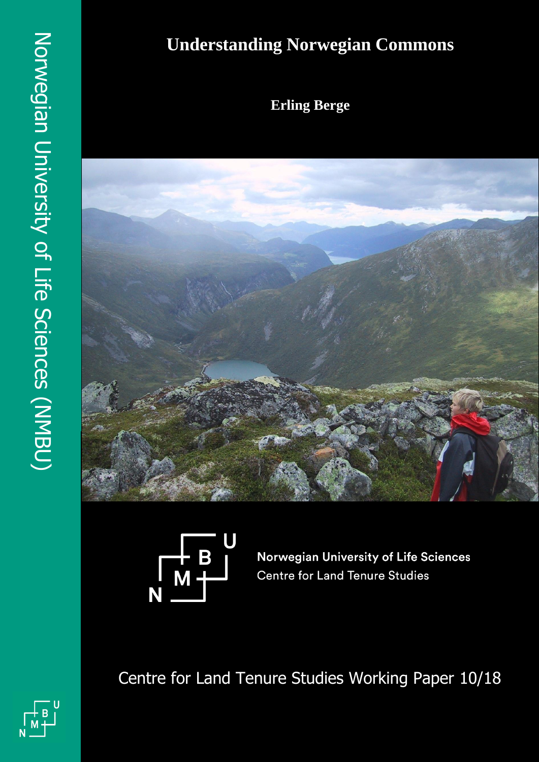Norwegian University of Life Sciences (NMBU)

# Understanding Norwegian Commons

**Erling Berge**

Norwegian University of Life Sciences
Centre for Land Tenure Studies

Centre for Land Tenure Studies Working Paper 10/18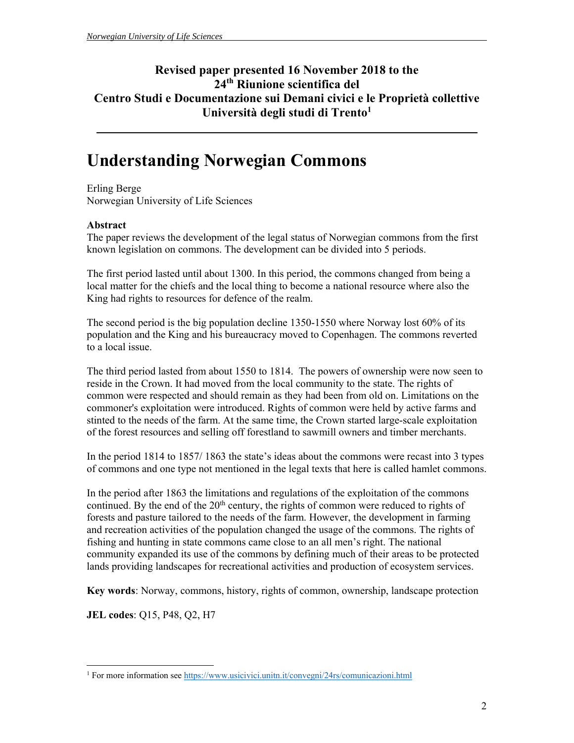**Revised paper presented 16 November 2018 to the 24th Riunione scientifica del Centro Studi e Documentazione sui Demani civici e le Proprietà collettive Università degli studi di Trento**[1]

# Understanding Norwegian Commons

Erling Berge
Norwegian University of Life Sciences

**Abstract**
The paper reviews the development of the legal status of Norwegian commons from the first known legislation on commons. The development can be divided into 5 periods.

The first period lasted until about 1300. In this period, the commons changed from being a local matter for the chiefs and the local thing to become a national resource where also the King had rights to resources for defence of the realm.

The second period is the big population decline 1350-1550 where Norway lost 60% of its population and the King and his bureaucracy moved to Copenhagen. The commons reverted to a local issue.

The third period lasted from about 1550 to 1814. The powers of ownership were now seen to reside in the Crown. It had moved from the local community to the state. The rights of common were respected and should remain as they had been from old on. Limitations on the commoner's exploitation were introduced. Rights of common were held by active farms and stinted to the needs of the farm. At the same time, the Crown started large-scale exploitation of the forest resources and selling off forestland to sawmill owners and timber merchants.

In the period 1814 to 1857/ 1863 the state's ideas about the commons were recast into 3 types of commons and one type not mentioned in the legal texts that here is called hamlet commons.

In the period after 1863 the limitations and regulations of the exploitation of the commons continued. By the end of the 20th century, the rights of common were reduced to rights of forests and pasture tailored to the needs of the farm. However, the development in farming and recreation activities of the population changed the usage of the commons. The rights of fishing and hunting in state commons came close to an all men's right. The national community expanded its use of the commons by defining much of their areas to be protected lands providing landscapes for recreational activities and production of ecosystem services.

**Key words**: Norway, commons, history, rights of common, ownership, landscape protection

**JEL codes**: Q15, P48, Q2, H7

---

[1] For more information see https://www.usicivici.unitn.it/convegni/24rs/comunicazioni.html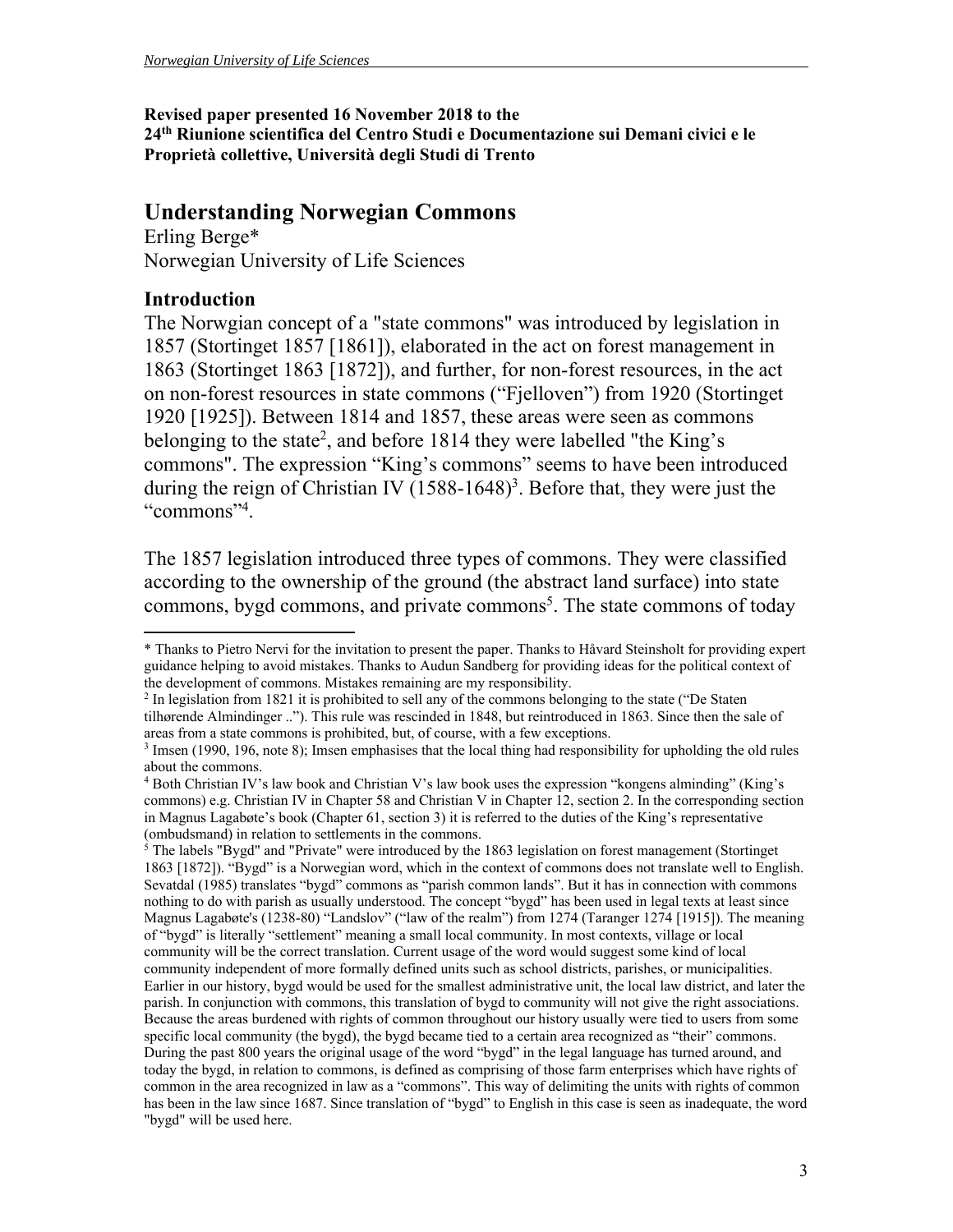**Revised paper presented 16 November 2018 to the**
**24th Riunione scientifica del Centro Studi e Documentazione sui Demani civici e le Proprietà collettive, Università degli Studi di Trento**

## Understanding Norwegian Commons

Erling Berge*
Norwegian University of Life Sciences

### Introduction

The Norwgian concept of a "state commons" was introduced by legislation in 1857 (Stortinget 1857 [1861]), elaborated in the act on forest management in 1863 (Stortinget 1863 [1872]), and further, for non-forest resources, in the act on non-forest resources in state commons ("Fjelloven") from 1920 (Stortinget 1920 [1925]). Between 1814 and 1857, these areas were seen as commons belonging to the state[2], and before 1814 they were labelled "the King's commons". The expression "King's commons" seems to have been introduced during the reign of Christian IV (1588-1648)[3]. Before that, they were just the "commons"[4].

The 1857 legislation introduced three types of commons. They were classified according to the ownership of the ground (the abstract land surface) into state commons, bygd commons, and private commons[5]. The state commons of today

---

\* Thanks to Pietro Nervi for the invitation to present the paper. Thanks to Håvard Steinsholt for providing expert guidance helping to avoid mistakes. Thanks to Audun Sandberg for providing ideas for the political context of the development of commons. Mistakes remaining are my responsibility.

[2] In legislation from 1821 it is prohibited to sell any of the commons belonging to the state ("De Staten tilhørende Almindinger .."). This rule was rescinded in 1848, but reintroduced in 1863. Since then the sale of areas from a state commons is prohibited, but, of course, with a few exceptions.

[3] Imsen (1990, 196, note 8); Imsen emphasises that the local thing had responsibility for upholding the old rules about the commons.

[4] Both Christian IV's law book and Christian V's law book uses the expression "kongens alminding" (King's commons) e.g. Christian IV in Chapter 58 and Christian V in Chapter 12, section 2. In the corresponding section in Magnus Lagabøte's book (Chapter 61, section 3) it is referred to the duties of the King's representative (ombudsmand) in relation to settlements in the commons.

[5] The labels "Bygd" and "Private" were introduced by the 1863 legislation on forest management (Stortinget 1863 [1872]). "Bygd" is a Norwegian word, which in the context of commons does not translate well to English. Sevatdal (1985) translates "bygd" commons as "parish common lands". But it has in connection with commons nothing to do with parish as usually understood. The concept "bygd" has been used in legal texts at least since Magnus Lagabøte's (1238-80) "Landslov" ("law of the realm") from 1274 (Taranger 1274 [1915]). The meaning of "bygd" is literally "settlement" meaning a small local community. In most contexts, village or local community will be the correct translation. Current usage of the word would suggest some kind of local community independent of more formally defined units such as school districts, parishes, or municipalities. Earlier in our history, bygd would be used for the smallest administrative unit, the local law district, and later the parish. In conjunction with commons, this translation of bygd to community will not give the right associations. Because the areas burdened with rights of common throughout our history usually were tied to users from some specific local community (the bygd), the bygd became tied to a certain area recognized as "their" commons. During the past 800 years the original usage of the word "bygd" in the legal language has turned around, and today the bygd, in relation to commons, is defined as comprising of those farm enterprises which have rights of common in the area recognized in law as a "commons". This way of delimiting the units with rights of common has been in the law since 1687. Since translation of "bygd" to English in this case is seen as inadequate, the word "bygd" will be used here.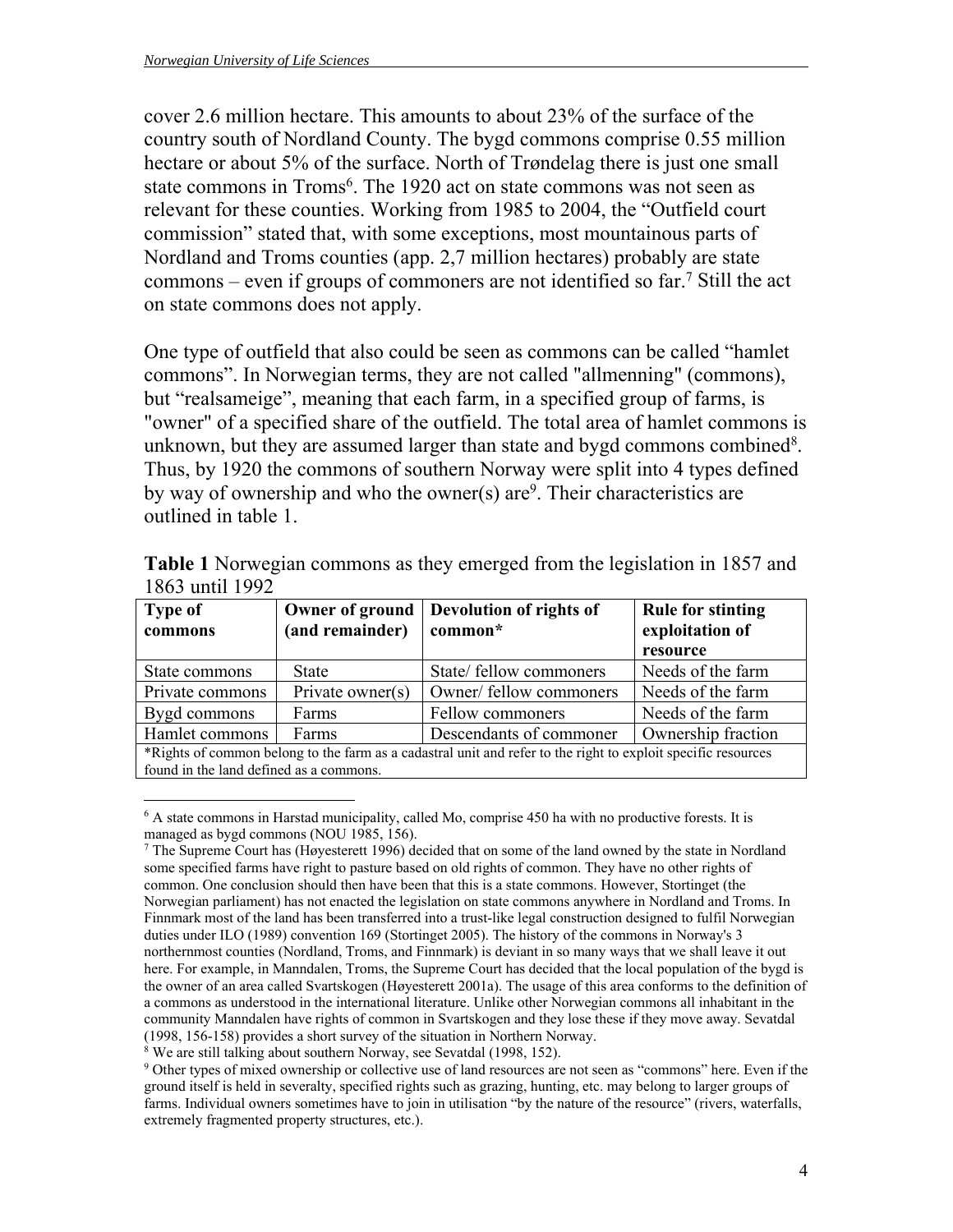cover 2.6 million hectare. This amounts to about 23% of the surface of the country south of Nordland County. The bygd commons comprise 0.55 million hectare or about 5% of the surface. North of Trøndelag there is just one small state commons in Troms[6]. The 1920 act on state commons was not seen as relevant for these counties. Working from 1985 to 2004, the "Outfield court commission" stated that, with some exceptions, most mountainous parts of Nordland and Troms counties (app. 2,7 million hectares) probably are state commons – even if groups of commoners are not identified so far.[7] Still the act on state commons does not apply.

One type of outfield that also could be seen as commons can be called "hamlet commons". In Norwegian terms, they are not called "allmenning" (commons), but "realsameige", meaning that each farm, in a specified group of farms, is "owner" of a specified share of the outfield. The total area of hamlet commons is unknown, but they are assumed larger than state and bygd commons combined[8]. Thus, by 1920 the commons of southern Norway were split into 4 types defined by way of ownership and who the owner(s) are[9]. Their characteristics are outlined in table 1.

**Table 1** Norwegian commons as they emerged from the legislation in 1857 and 1863 until 1992

| Type of commons | Owner of ground (and remainder) | Devolution of rights of common* | Rule for stinting exploitation of resource |
|---|---|---|---|
| State commons | State | State/ fellow commoners | Needs of the farm |
| Private commons | Private owner(s) | Owner/ fellow commoners | Needs of the farm |
| Bygd commons | Farms | Fellow commoners | Needs of the farm |
| Hamlet commons | Farms | Descendants of commoner | Ownership fraction |
| *Rights of common belong to the farm as a cadastral unit and refer to the right to exploit specific resources found in the land defined as a commons. | | | |

[6] A state commons in Harstad municipality, called Mo, comprise 450 ha with no productive forests. It is managed as bygd commons (NOU 1985, 156).

[7] The Supreme Court has (Høyesterett 1996) decided that on some of the land owned by the state in Nordland some specified farms have right to pasture based on old rights of common. They have no other rights of common. One conclusion should then have been that this is a state commons. However, Stortinget (the Norwegian parliament) has not enacted the legislation on state commons anywhere in Nordland and Troms. In Finnmark most of the land has been transferred into a trust-like legal construction designed to fulfil Norwegian duties under ILO (1989) convention 169 (Stortinget 2005). The history of the commons in Norway's 3 northernmost counties (Nordland, Troms, and Finnmark) is deviant in so many ways that we shall leave it out here. For example, in Manndalen, Troms, the Supreme Court has decided that the local population of the bygd is the owner of an area called Svartskogen (Høyesterett 2001a). The usage of this area conforms to the definition of a commons as understood in the international literature. Unlike other Norwegian commons all inhabitant in the community Manndalen have rights of common in Svartskogen and they lose these if they move away. Sevatdal (1998, 156-158) provides a short survey of the situation in Northern Norway.

[8] We are still talking about southern Norway, see Sevatdal (1998, 152).

[9] Other types of mixed ownership or collective use of land resources are not seen as "commons" here. Even if the ground itself is held in severalty, specified rights such as grazing, hunting, etc. may belong to larger groups of farms. Individual owners sometimes have to join in utilisation "by the nature of the resource" (rivers, waterfalls, extremely fragmented property structures, etc.).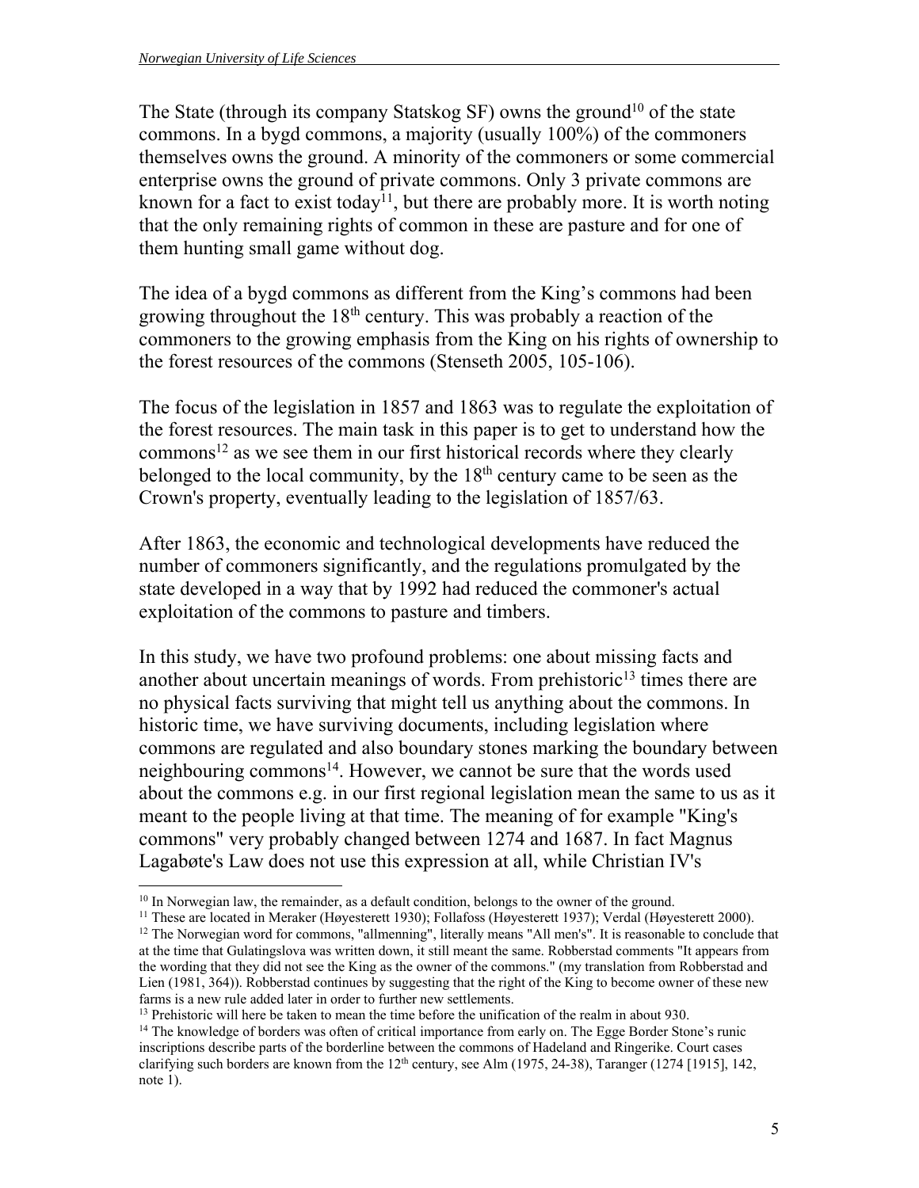The State (through its company Statskog SF) owns the ground[10] of the state commons. In a bygd commons, a majority (usually 100%) of the commoners themselves owns the ground. A minority of the commoners or some commercial enterprise owns the ground of private commons. Only 3 private commons are known for a fact to exist today[11], but there are probably more. It is worth noting that the only remaining rights of common in these are pasture and for one of them hunting small game without dog.

The idea of a bygd commons as different from the King's commons had been growing throughout the 18th century. This was probably a reaction of the commoners to the growing emphasis from the King on his rights of ownership to the forest resources of the commons (Stenseth 2005, 105-106).

The focus of the legislation in 1857 and 1863 was to regulate the exploitation of the forest resources. The main task in this paper is to get to understand how the commons[12] as we see them in our first historical records where they clearly belonged to the local community, by the 18th century came to be seen as the Crown's property, eventually leading to the legislation of 1857/63.

After 1863, the economic and technological developments have reduced the number of commoners significantly, and the regulations promulgated by the state developed in a way that by 1992 had reduced the commoner's actual exploitation of the commons to pasture and timbers.

In this study, we have two profound problems: one about missing facts and another about uncertain meanings of words. From prehistoric[13] times there are no physical facts surviving that might tell us anything about the commons. In historic time, we have surviving documents, including legislation where commons are regulated and also boundary stones marking the boundary between neighbouring commons[14]. However, we cannot be sure that the words used about the commons e.g. in our first regional legislation mean the same to us as it meant to the people living at that time. The meaning of for example "King's commons" very probably changed between 1274 and 1687. In fact Magnus Lagabøte's Law does not use this expression at all, while Christian IV's

[10] In Norwegian law, the remainder, as a default condition, belongs to the owner of the ground.

[11] These are located in Meraker (Høyesterett 1930); Follafoss (Høyesterett 1937); Verdal (Høyesterett 2000).

[12] The Norwegian word for commons, "allmenning", literally means "All men's". It is reasonable to conclude that at the time that Gulatingslova was written down, it still meant the same. Robberstad comments "It appears from the wording that they did not see the King as the owner of the commons." (my translation from Robberstad and Lien (1981, 364)). Robberstad continues by suggesting that the right of the King to become owner of these new farms is a new rule added later in order to further new settlements.

[13] Prehistoric will here be taken to mean the time before the unification of the realm in about 930.

[14] The knowledge of borders was often of critical importance from early on. The Egge Border Stone's runic inscriptions describe parts of the borderline between the commons of Hadeland and Ringerike. Court cases clarifying such borders are known from the 12th century, see Alm (1975, 24-38), Taranger (1274 [1915], 142, note 1).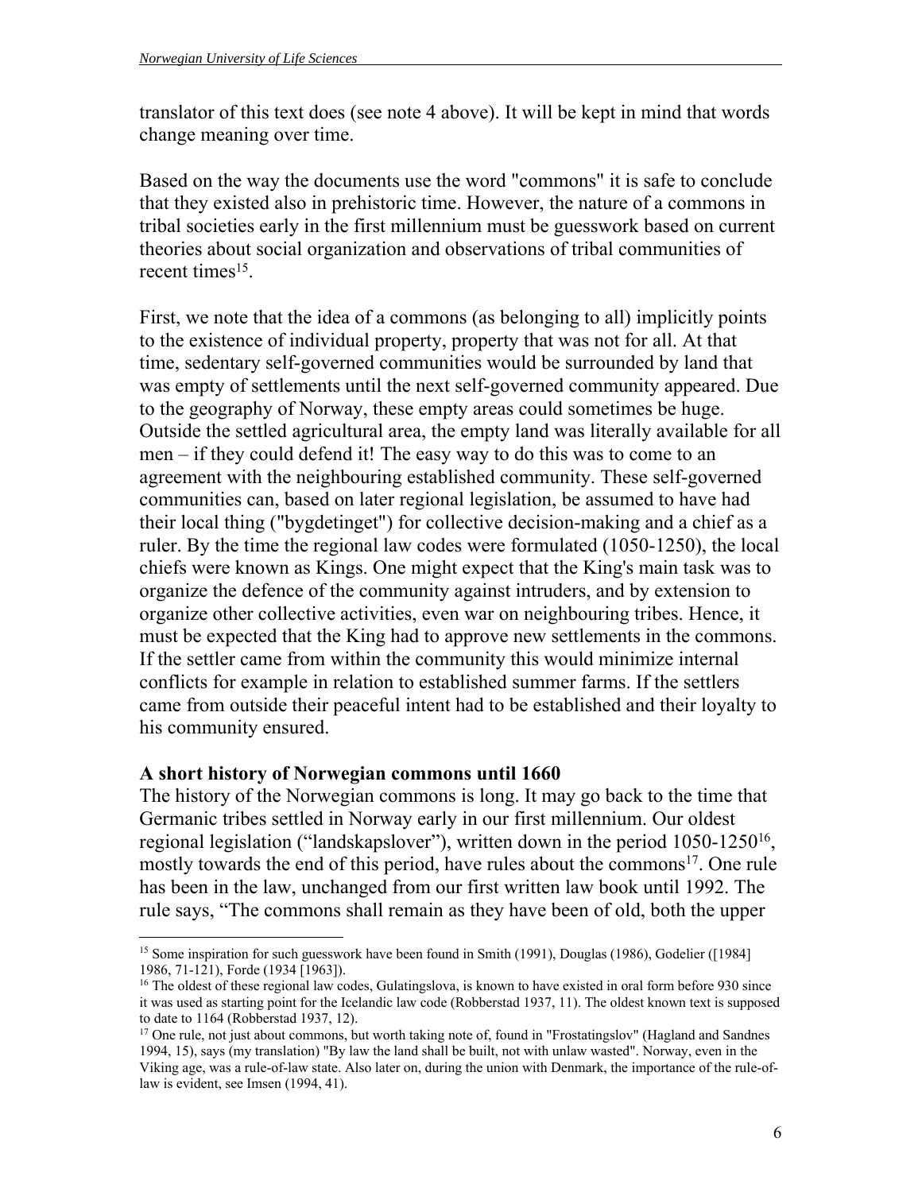translator of this text does (see note 4 above). It will be kept in mind that words change meaning over time.

Based on the way the documents use the word "commons" it is safe to conclude that they existed also in prehistoric time. However, the nature of a commons in tribal societies early in the first millennium must be guesswork based on current theories about social organization and observations of tribal communities of recent times[15].

First, we note that the idea of a commons (as belonging to all) implicitly points to the existence of individual property, property that was not for all. At that time, sedentary self-governed communities would be surrounded by land that was empty of settlements until the next self-governed community appeared. Due to the geography of Norway, these empty areas could sometimes be huge. Outside the settled agricultural area, the empty land was literally available for all men – if they could defend it! The easy way to do this was to come to an agreement with the neighbouring established community. These self-governed communities can, based on later regional legislation, be assumed to have had their local thing ("bygdetinget") for collective decision-making and a chief as a ruler. By the time the regional law codes were formulated (1050-1250), the local chiefs were known as Kings. One might expect that the King's main task was to organize the defence of the community against intruders, and by extension to organize other collective activities, even war on neighbouring tribes. Hence, it must be expected that the King had to approve new settlements in the commons. If the settler came from within the community this would minimize internal conflicts for example in relation to established summer farms. If the settlers came from outside their peaceful intent had to be established and their loyalty to his community ensured.

### A short history of Norwegian commons until 1660

The history of the Norwegian commons is long. It may go back to the time that Germanic tribes settled in Norway early in our first millennium. Our oldest regional legislation ("landskapslover"), written down in the period 1050-1250[16], mostly towards the end of this period, have rules about the commons[17]. One rule has been in the law, unchanged from our first written law book until 1992. The rule says, "The commons shall remain as they have been of old, both the upper

---

[15] Some inspiration for such guesswork have been found in Smith (1991), Douglas (1986), Godelier ([1984] 1986, 71-121), Forde (1934 [1963]).

[16] The oldest of these regional law codes, Gulatingslova, is known to have existed in oral form before 930 since it was used as starting point for the Icelandic law code (Robberstad 1937, 11). The oldest known text is supposed to date to 1164 (Robberstad 1937, 12).

[17] One rule, not just about commons, but worth taking note of, found in "Frostatingslov" (Hagland and Sandnes 1994, 15), says (my translation) "By law the land shall be built, not with unlaw wasted". Norway, even in the Viking age, was a rule-of-law state. Also later on, during the union with Denmark, the importance of the rule-of-law is evident, see Imsen (1994, 41).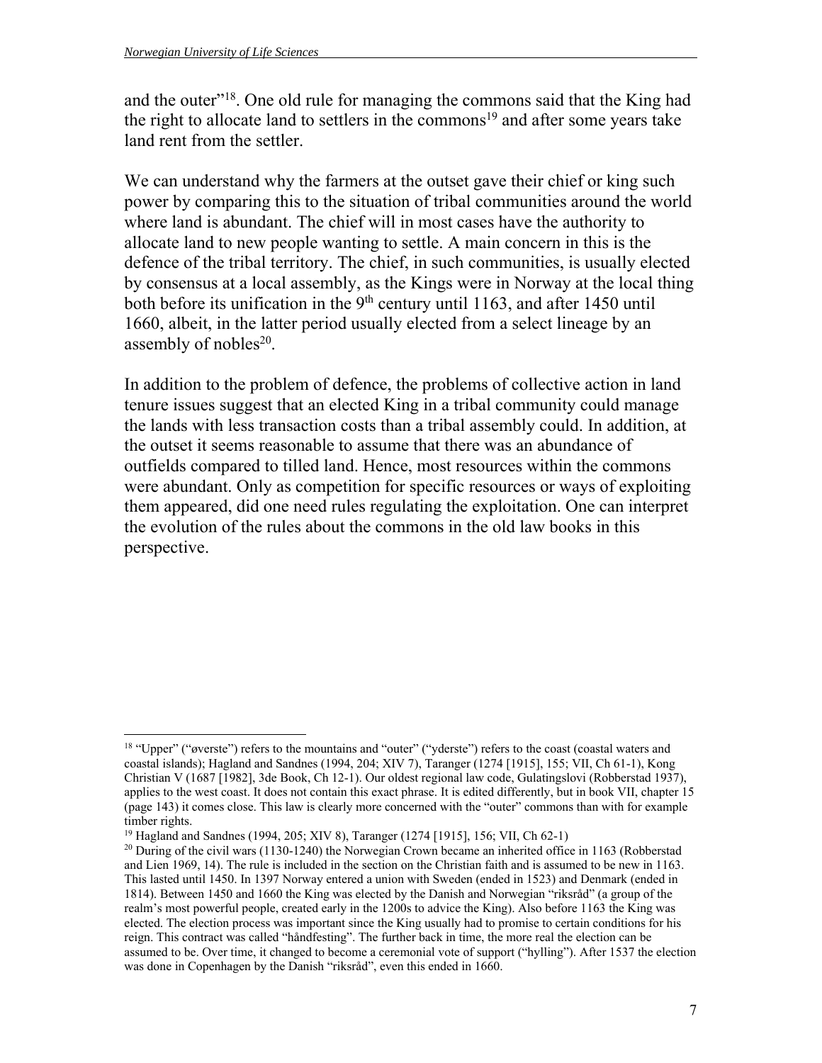and the outer"[18]. One old rule for managing the commons said that the King had the right to allocate land to settlers in the commons[19] and after some years take land rent from the settler.

We can understand why the farmers at the outset gave their chief or king such power by comparing this to the situation of tribal communities around the world where land is abundant. The chief will in most cases have the authority to allocate land to new people wanting to settle. A main concern in this is the defence of the tribal territory. The chief, in such communities, is usually elected by consensus at a local assembly, as the Kings were in Norway at the local thing both before its unification in the 9th century until 1163, and after 1450 until 1660, albeit, in the latter period usually elected from a select lineage by an assembly of nobles[20].

In addition to the problem of defence, the problems of collective action in land tenure issues suggest that an elected King in a tribal community could manage the lands with less transaction costs than a tribal assembly could. In addition, at the outset it seems reasonable to assume that there was an abundance of outfields compared to tilled land. Hence, most resources within the commons were abundant. Only as competition for specific resources or ways of exploiting them appeared, did one need rules regulating the exploitation. One can interpret the evolution of the rules about the commons in the old law books in this perspective.

---

[18] "Upper" ("øverste") refers to the mountains and "outer" ("yderste") refers to the coast (coastal waters and coastal islands); Hagland and Sandnes (1994, 204; XIV 7), Taranger (1274 [1915], 155; VII, Ch 61-1), Kong Christian V (1687 [1982], 3de Book, Ch 12-1). Our oldest regional law code, Gulatingslovi (Robberstad 1937), applies to the west coast. It does not contain this exact phrase. It is edited differently, but in book VII, chapter 15 (page 143) it comes close. This law is clearly more concerned with the "outer" commons than with for example timber rights.

[19] Hagland and Sandnes (1994, 205; XIV 8), Taranger (1274 [1915], 156; VII, Ch 62-1)

[20] During of the civil wars (1130-1240) the Norwegian Crown became an inherited office in 1163 (Robberstad and Lien 1969, 14). The rule is included in the section on the Christian faith and is assumed to be new in 1163. This lasted until 1450. In 1397 Norway entered a union with Sweden (ended in 1523) and Denmark (ended in 1814). Between 1450 and 1660 the King was elected by the Danish and Norwegian "riksråd" (a group of the realm's most powerful people, created early in the 1200s to advice the King). Also before 1163 the King was elected. The election process was important since the King usually had to promise to certain conditions for his reign. This contract was called "håndfesting". The further back in time, the more real the election can be assumed to be. Over time, it changed to become a ceremonial vote of support ("hylling"). After 1537 the election was done in Copenhagen by the Danish "riksråd", even this ended in 1660.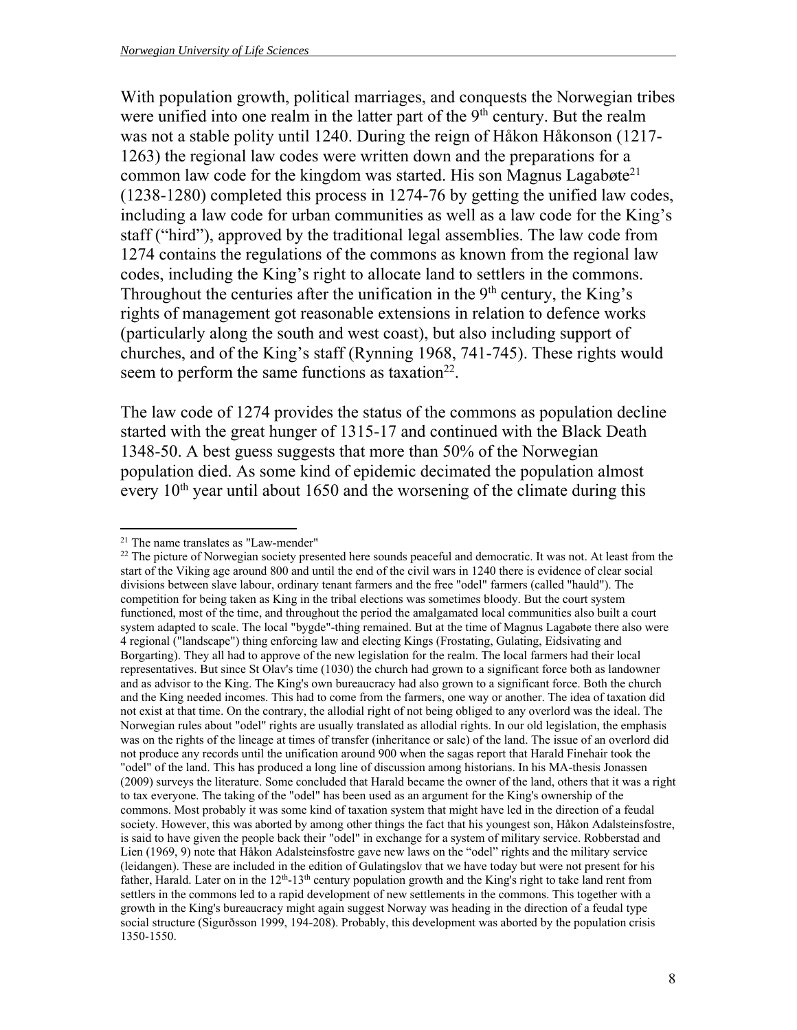With population growth, political marriages, and conquests the Norwegian tribes were unified into one realm in the latter part of the 9th century. But the realm was not a stable polity until 1240. During the reign of Håkon Håkonson (1217-1263) the regional law codes were written down and the preparations for a common law code for the kingdom was started. His son Magnus Lagabøte[21] (1238-1280) completed this process in 1274-76 by getting the unified law codes, including a law code for urban communities as well as a law code for the King's staff ("hird"), approved by the traditional legal assemblies. The law code from 1274 contains the regulations of the commons as known from the regional law codes, including the King's right to allocate land to settlers in the commons. Throughout the centuries after the unification in the 9th century, the King's rights of management got reasonable extensions in relation to defence works (particularly along the south and west coast), but also including support of churches, and of the King's staff (Rynning 1968, 741-745). These rights would seem to perform the same functions as taxation[22].

The law code of 1274 provides the status of the commons as population decline started with the great hunger of 1315-17 and continued with the Black Death 1348-50. A best guess suggests that more than 50% of the Norwegian population died. As some kind of epidemic decimated the population almost every 10th year until about 1650 and the worsening of the climate during this

---

[21] The name translates as "Law-mender"

[22] The picture of Norwegian society presented here sounds peaceful and democratic. It was not. At least from the start of the Viking age around 800 and until the end of the civil wars in 1240 there is evidence of clear social divisions between slave labour, ordinary tenant farmers and the free "odel" farmers (called "hauld"). The competition for being taken as King in the tribal elections was sometimes bloody. But the court system functioned, most of the time, and throughout the period the amalgamated local communities also built a court system adapted to scale. The local "bygde"-thing remained. But at the time of Magnus Lagabøte there also were 4 regional ("landscape") thing enforcing law and electing Kings (Frostating, Gulating, Eidsivating and Borgarting). They all had to approve of the new legislation for the realm. The local farmers had their local representatives. But since St Olav's time (1030) the church had grown to a significant force both as landowner and as advisor to the King. The King's own bureaucracy had also grown to a significant force. Both the church and the King needed incomes. This had to come from the farmers, one way or another. The idea of taxation did not exist at that time. On the contrary, the allodial right of not being obliged to any overlord was the ideal. The Norwegian rules about "odel" rights are usually translated as allodial rights. In our old legislation, the emphasis was on the rights of the lineage at times of transfer (inheritance or sale) of the land. The issue of an overlord did not produce any records until the unification around 900 when the sagas report that Harald Finehair took the "odel" of the land. This has produced a long line of discussion among historians. In his MA-thesis Jonassen (2009) surveys the literature. Some concluded that Harald became the owner of the land, others that it was a right to tax everyone. The taking of the "odel" has been used as an argument for the King's ownership of the commons. Most probably it was some kind of taxation system that might have led in the direction of a feudal society. However, this was aborted by among other things the fact that his youngest son, Håkon Adalsteinsfostre, is said to have given the people back their "odel" in exchange for a system of military service. Robberstad and Lien (1969, 9) note that Håkon Adalsteinsfostre gave new laws on the "odel" rights and the military service (leidangen). These are included in the edition of Gulatingslov that we have today but were not present for his father, Harald. Later on in the 12th-13th century population growth and the King's right to take land rent from settlers in the commons led to a rapid development of new settlements in the commons. This together with a growth in the King's bureaucracy might again suggest Norway was heading in the direction of a feudal type social structure (Sigurðsson 1999, 194-208). Probably, this development was aborted by the population crisis 1350-1550.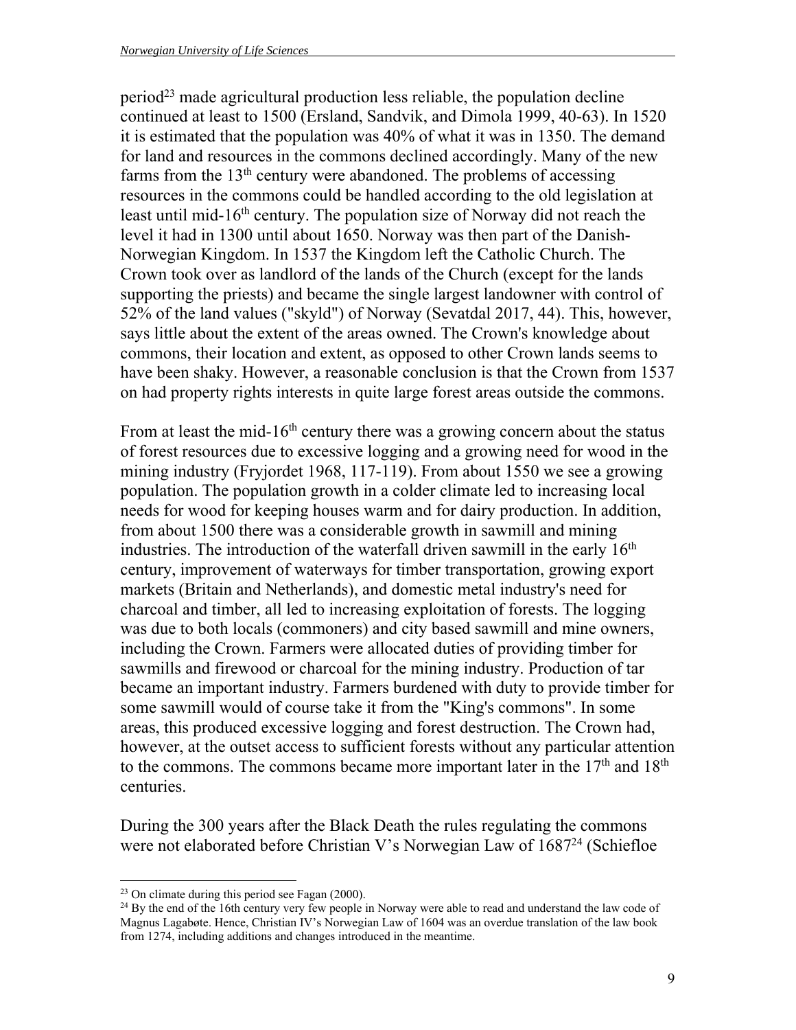period[23] made agricultural production less reliable, the population decline continued at least to 1500 (Ersland, Sandvik, and Dimola 1999, 40-63). In 1520 it is estimated that the population was 40% of what it was in 1350. The demand for land and resources in the commons declined accordingly. Many of the new farms from the 13th century were abandoned. The problems of accessing resources in the commons could be handled according to the old legislation at least until mid-16th century. The population size of Norway did not reach the level it had in 1300 until about 1650. Norway was then part of the Danish-Norwegian Kingdom. In 1537 the Kingdom left the Catholic Church. The Crown took over as landlord of the lands of the Church (except for the lands supporting the priests) and became the single largest landowner with control of 52% of the land values ("skyld") of Norway (Sevatdal 2017, 44). This, however, says little about the extent of the areas owned. The Crown's knowledge about commons, their location and extent, as opposed to other Crown lands seems to have been shaky. However, a reasonable conclusion is that the Crown from 1537 on had property rights interests in quite large forest areas outside the commons.

From at least the mid-16th century there was a growing concern about the status of forest resources due to excessive logging and a growing need for wood in the mining industry (Fryjordet 1968, 117-119). From about 1550 we see a growing population. The population growth in a colder climate led to increasing local needs for wood for keeping houses warm and for dairy production. In addition, from about 1500 there was a considerable growth in sawmill and mining industries. The introduction of the waterfall driven sawmill in the early 16th century, improvement of waterways for timber transportation, growing export markets (Britain and Netherlands), and domestic metal industry's need for charcoal and timber, all led to increasing exploitation of forests. The logging was due to both locals (commoners) and city based sawmill and mine owners, including the Crown. Farmers were allocated duties of providing timber for sawmills and firewood or charcoal for the mining industry. Production of tar became an important industry. Farmers burdened with duty to provide timber for some sawmill would of course take it from the "King's commons". In some areas, this produced excessive logging and forest destruction. The Crown had, however, at the outset access to sufficient forests without any particular attention to the commons. The commons became more important later in the 17th and 18th centuries.

During the 300 years after the Black Death the rules regulating the commons were not elaborated before Christian V's Norwegian Law of 1687[24] (Schiefloe

[23] On climate during this period see Fagan (2000).

[24] By the end of the 16th century very few people in Norway were able to read and understand the law code of Magnus Lagabøte. Hence, Christian IV's Norwegian Law of 1604 was an overdue translation of the law book from 1274, including additions and changes introduced in the meantime.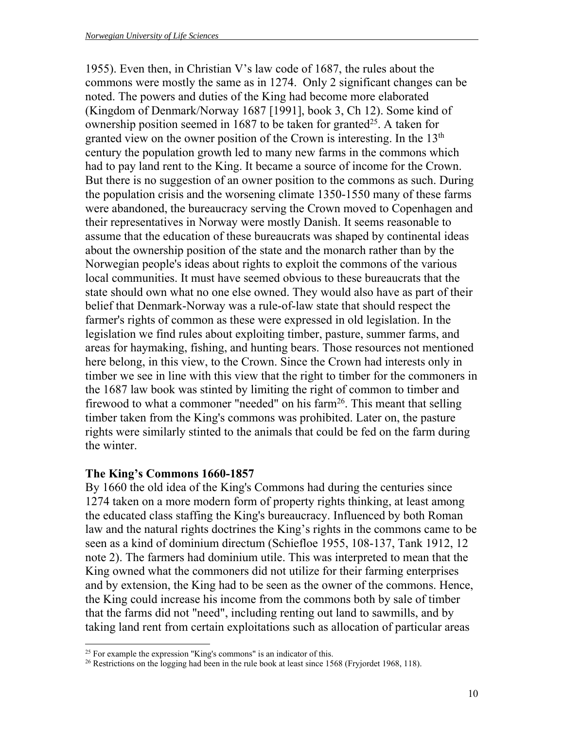1955). Even then, in Christian V's law code of 1687, the rules about the commons were mostly the same as in 1274. Only 2 significant changes can be noted. The powers and duties of the King had become more elaborated (Kingdom of Denmark/Norway 1687 [1991], book 3, Ch 12). Some kind of ownership position seemed in 1687 to be taken for granted[25]. A taken for granted view on the owner position of the Crown is interesting. In the 13th century the population growth led to many new farms in the commons which had to pay land rent to the King. It became a source of income for the Crown. But there is no suggestion of an owner position to the commons as such. During the population crisis and the worsening climate 1350-1550 many of these farms were abandoned, the bureaucracy serving the Crown moved to Copenhagen and their representatives in Norway were mostly Danish. It seems reasonable to assume that the education of these bureaucrats was shaped by continental ideas about the ownership position of the state and the monarch rather than by the Norwegian people's ideas about rights to exploit the commons of the various local communities. It must have seemed obvious to these bureaucrats that the state should own what no one else owned. They would also have as part of their belief that Denmark-Norway was a rule-of-law state that should respect the farmer's rights of common as these were expressed in old legislation. In the legislation we find rules about exploiting timber, pasture, summer farms, and areas for haymaking, fishing, and hunting bears. Those resources not mentioned here belong, in this view, to the Crown. Since the Crown had interests only in timber we see in line with this view that the right to timber for the commoners in the 1687 law book was stinted by limiting the right of common to timber and firewood to what a commoner "needed" on his farm[26]. This meant that selling timber taken from the King's commons was prohibited. Later on, the pasture rights were similarly stinted to the animals that could be fed on the farm during the winter.

## The King's Commons 1660-1857

By 1660 the old idea of the King's Commons had during the centuries since 1274 taken on a more modern form of property rights thinking, at least among the educated class staffing the King's bureaucracy. Influenced by both Roman law and the natural rights doctrines the King's rights in the commons came to be seen as a kind of dominium directum (Schiefloe 1955, 108-137, Tank 1912, 12 note 2). The farmers had dominium utile. This was interpreted to mean that the King owned what the commoners did not utilize for their farming enterprises and by extension, the King had to be seen as the owner of the commons. Hence, the King could increase his income from the commons both by sale of timber that the farms did not "need", including renting out land to sawmills, and by taking land rent from certain exploitations such as allocation of particular areas

---

[25] For example the expression "King's commons" is an indicator of this.

[26] Restrictions on the logging had been in the rule book at least since 1568 (Fryjordet 1968, 118).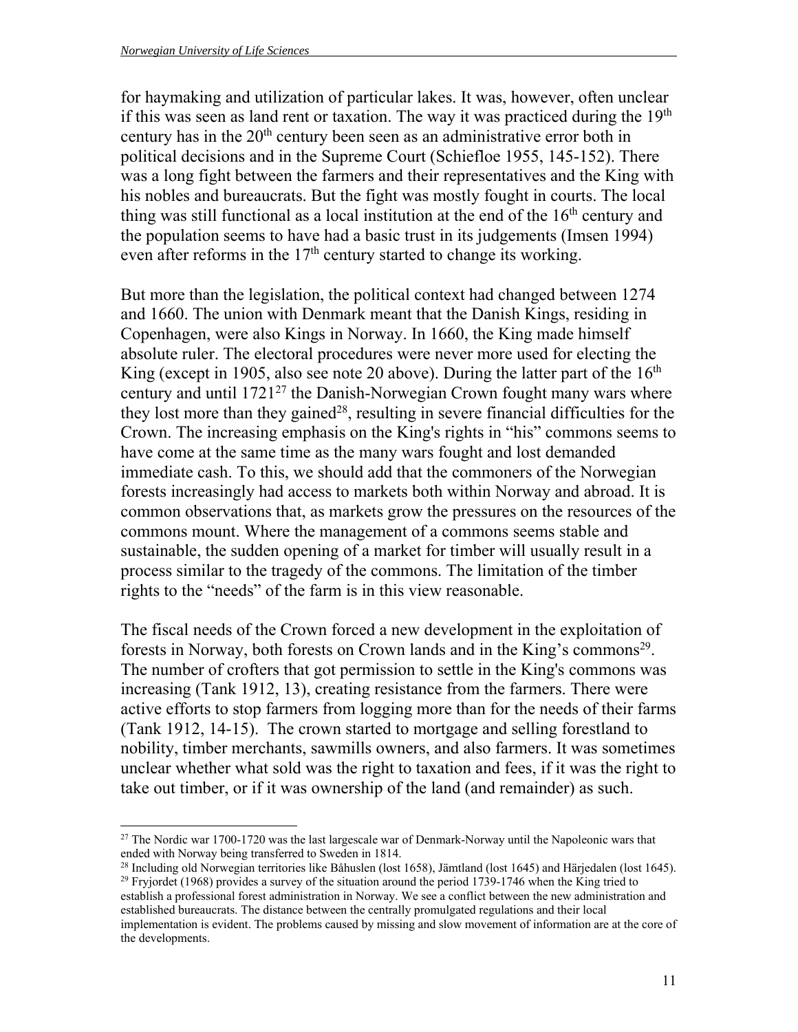for haymaking and utilization of particular lakes. It was, however, often unclear if this was seen as land rent or taxation. The way it was practiced during the 19th century has in the 20th century been seen as an administrative error both in political decisions and in the Supreme Court (Schiefloe 1955, 145-152). There was a long fight between the farmers and their representatives and the King with his nobles and bureaucrats. But the fight was mostly fought in courts. The local thing was still functional as a local institution at the end of the 16th century and the population seems to have had a basic trust in its judgements (Imsen 1994) even after reforms in the 17th century started to change its working.

But more than the legislation, the political context had changed between 1274 and 1660. The union with Denmark meant that the Danish Kings, residing in Copenhagen, were also Kings in Norway. In 1660, the King made himself absolute ruler. The electoral procedures were never more used for electing the King (except in 1905, also see note 20 above). During the latter part of the 16th century and until 1721[27] the Danish-Norwegian Crown fought many wars where they lost more than they gained[28], resulting in severe financial difficulties for the Crown. The increasing emphasis on the King's rights in "his" commons seems to have come at the same time as the many wars fought and lost demanded immediate cash. To this, we should add that the commoners of the Norwegian forests increasingly had access to markets both within Norway and abroad. It is common observations that, as markets grow the pressures on the resources of the commons mount. Where the management of a commons seems stable and sustainable, the sudden opening of a market for timber will usually result in a process similar to the tragedy of the commons. The limitation of the timber rights to the "needs" of the farm is in this view reasonable.

The fiscal needs of the Crown forced a new development in the exploitation of forests in Norway, both forests on Crown lands and in the King's commons[29]. The number of crofters that got permission to settle in the King's commons was increasing (Tank 1912, 13), creating resistance from the farmers. There were active efforts to stop farmers from logging more than for the needs of their farms (Tank 1912, 14-15). The crown started to mortgage and selling forestland to nobility, timber merchants, sawmills owners, and also farmers. It was sometimes unclear whether what sold was the right to taxation and fees, if it was the right to take out timber, or if it was ownership of the land (and remainder) as such.

[27] The Nordic war 1700-1720 was the last largescale war of Denmark-Norway until the Napoleonic wars that ended with Norway being transferred to Sweden in 1814.

[28] Including old Norwegian territories like Båhuslen (lost 1658), Jämtland (lost 1645) and Härjedalen (lost 1645).

[29] Fryjordet (1968) provides a survey of the situation around the period 1739-1746 when the King tried to establish a professional forest administration in Norway. We see a conflict between the new administration and established bureaucrats. The distance between the centrally promulgated regulations and their local implementation is evident. The problems caused by missing and slow movement of information are at the core of the developments.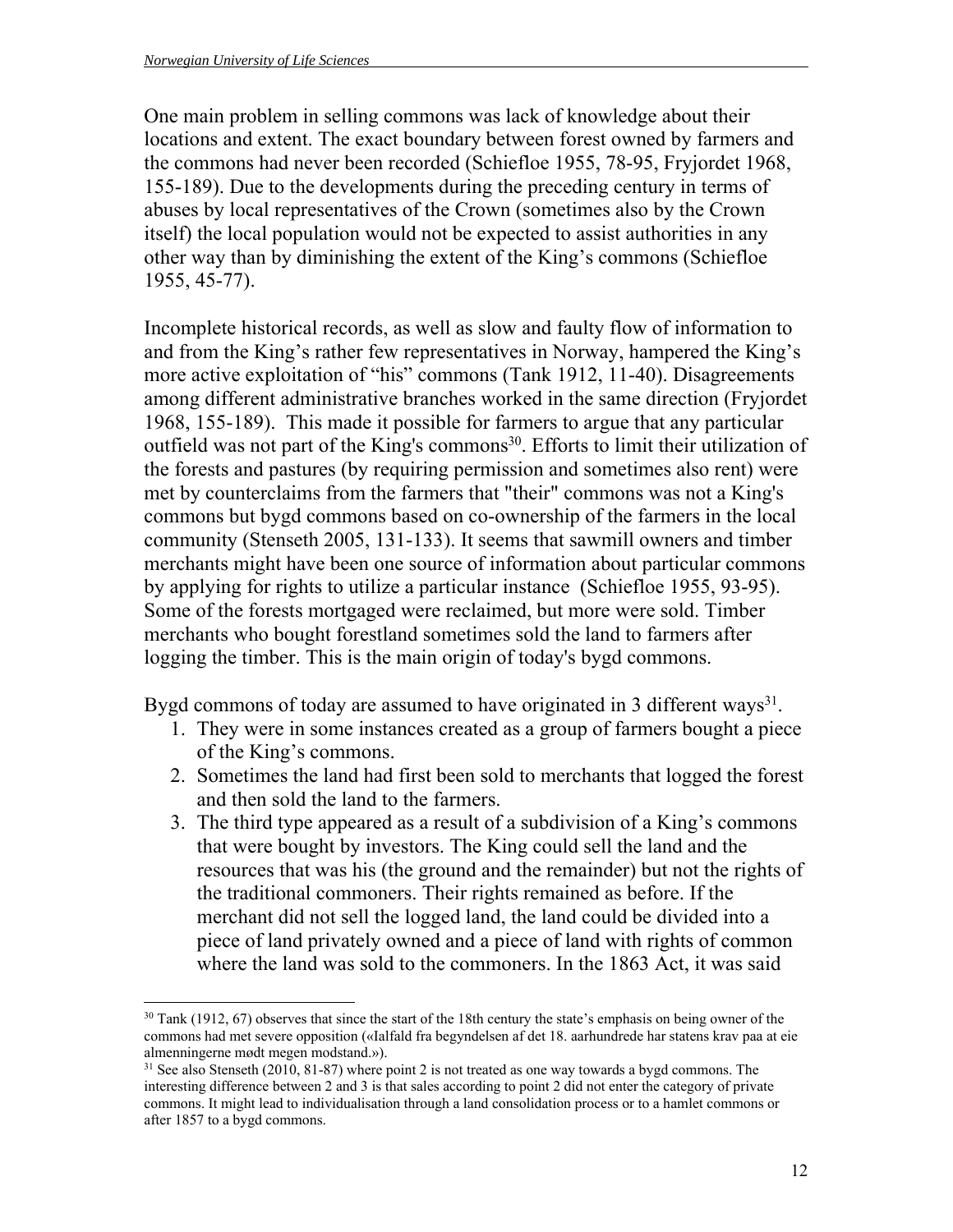One main problem in selling commons was lack of knowledge about their locations and extent. The exact boundary between forest owned by farmers and the commons had never been recorded (Schiefloe 1955, 78-95, Fryjordet 1968, 155-189). Due to the developments during the preceding century in terms of abuses by local representatives of the Crown (sometimes also by the Crown itself) the local population would not be expected to assist authorities in any other way than by diminishing the extent of the King's commons (Schiefloe 1955, 45-77).

Incomplete historical records, as well as slow and faulty flow of information to and from the King's rather few representatives in Norway, hampered the King's more active exploitation of "his" commons (Tank 1912, 11-40). Disagreements among different administrative branches worked in the same direction (Fryjordet 1968, 155-189). This made it possible for farmers to argue that any particular outfield was not part of the King's commons[30]. Efforts to limit their utilization of the forests and pastures (by requiring permission and sometimes also rent) were met by counterclaims from the farmers that "their" commons was not a King's commons but bygd commons based on co-ownership of the farmers in the local community (Stenseth 2005, 131-133). It seems that sawmill owners and timber merchants might have been one source of information about particular commons by applying for rights to utilize a particular instance (Schiefloe 1955, 93-95). Some of the forests mortgaged were reclaimed, but more were sold. Timber merchants who bought forestland sometimes sold the land to farmers after logging the timber. This is the main origin of today's bygd commons.

Bygd commons of today are assumed to have originated in 3 different ways[31].

1. They were in some instances created as a group of farmers bought a piece of the King's commons.
2. Sometimes the land had first been sold to merchants that logged the forest and then sold the land to the farmers.
3. The third type appeared as a result of a subdivision of a King's commons that were bought by investors. The King could sell the land and the resources that was his (the ground and the remainder) but not the rights of the traditional commoners. Their rights remained as before. If the merchant did not sell the logged land, the land could be divided into a piece of land privately owned and a piece of land with rights of common where the land was sold to the commoners. In the 1863 Act, it was said

[30] Tank (1912, 67) observes that since the start of the 18th century the state's emphasis on being owner of the commons had met severe opposition («Ialfald fra begyndelsen af det 18. aarhundrede har statens krav paa at eie almenningerne mødt megen modstand.»).

[31] See also Stenseth (2010, 81-87) where point 2 is not treated as one way towards a bygd commons. The interesting difference between 2 and 3 is that sales according to point 2 did not enter the category of private commons. It might lead to individualisation through a land consolidation process or to a hamlet commons or after 1857 to a bygd commons.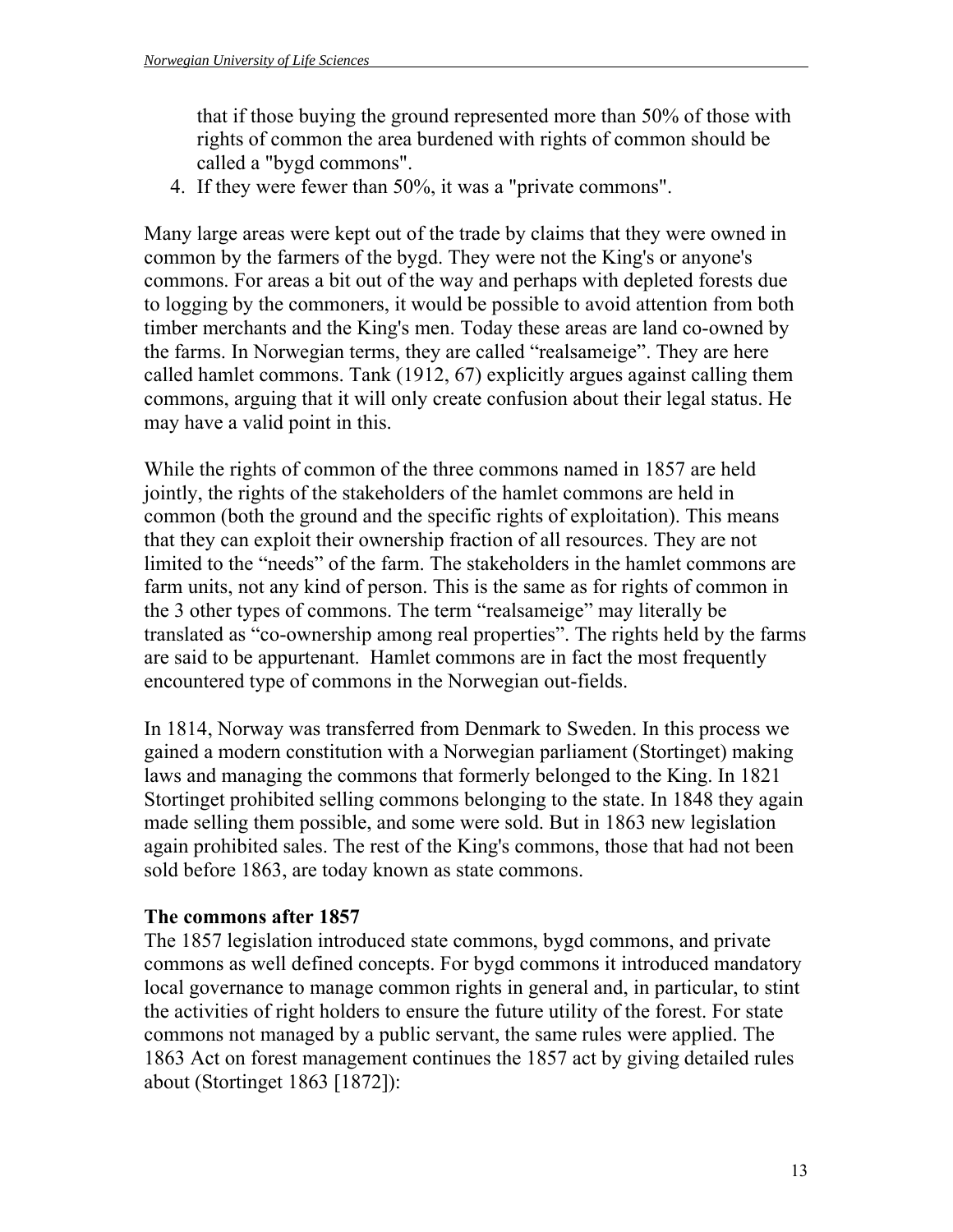that if those buying the ground represented more than 50% of those with rights of common the area burdened with rights of common should be called a "bygd commons".

4. If they were fewer than 50%, it was a "private commons".

Many large areas were kept out of the trade by claims that they were owned in common by the farmers of the bygd. They were not the King's or anyone's commons. For areas a bit out of the way and perhaps with depleted forests due to logging by the commoners, it would be possible to avoid attention from both timber merchants and the King's men. Today these areas are land co-owned by the farms. In Norwegian terms, they are called "realsameige". They are here called hamlet commons. Tank (1912, 67) explicitly argues against calling them commons, arguing that it will only create confusion about their legal status. He may have a valid point in this.

While the rights of common of the three commons named in 1857 are held jointly, the rights of the stakeholders of the hamlet commons are held in common (both the ground and the specific rights of exploitation). This means that they can exploit their ownership fraction of all resources. They are not limited to the "needs" of the farm. The stakeholders in the hamlet commons are farm units, not any kind of person. This is the same as for rights of common in the 3 other types of commons. The term "realsameige" may literally be translated as "co-ownership among real properties". The rights held by the farms are said to be appurtenant. Hamlet commons are in fact the most frequently encountered type of commons in the Norwegian out-fields.

In 1814, Norway was transferred from Denmark to Sweden. In this process we gained a modern constitution with a Norwegian parliament (Stortinget) making laws and managing the commons that formerly belonged to the King. In 1821 Stortinget prohibited selling commons belonging to the state. In 1848 they again made selling them possible, and some were sold. But in 1863 new legislation again prohibited sales. The rest of the King's commons, those that had not been sold before 1863, are today known as state commons.

**The commons after 1857**

The 1857 legislation introduced state commons, bygd commons, and private commons as well defined concepts. For bygd commons it introduced mandatory local governance to manage common rights in general and, in particular, to stint the activities of right holders to ensure the future utility of the forest. For state commons not managed by a public servant, the same rules were applied. The 1863 Act on forest management continues the 1857 act by giving detailed rules about (Stortinget 1863 [1872]):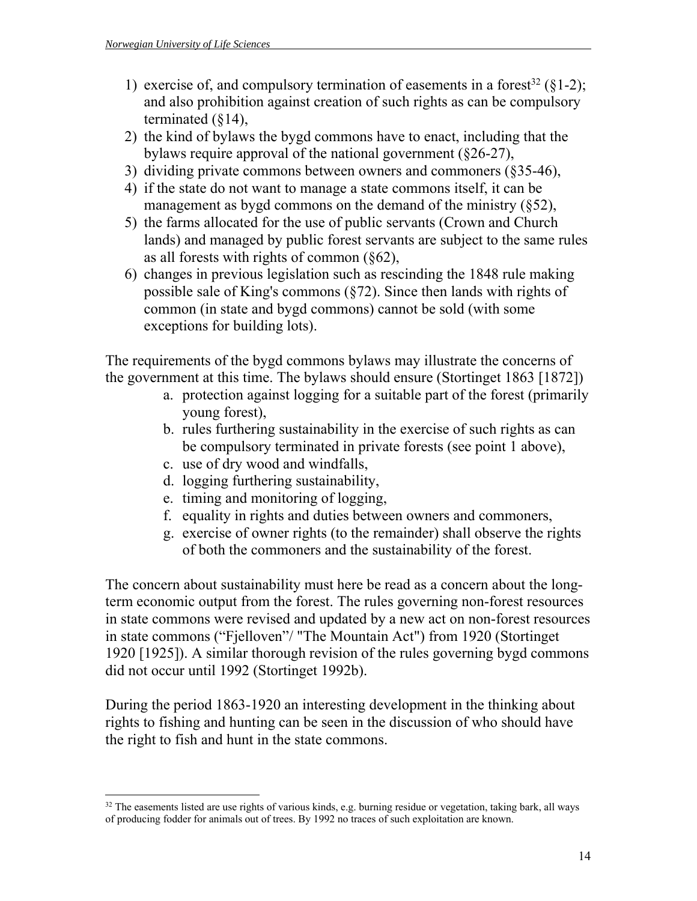1) exercise of, and compulsory termination of easements in a forest[32] (§1-2); and also prohibition against creation of such rights as can be compulsory terminated (§14),
2) the kind of bylaws the bygd commons have to enact, including that the bylaws require approval of the national government (§26-27),
3) dividing private commons between owners and commoners (§35-46),
4) if the state do not want to manage a state commons itself, it can be management as bygd commons on the demand of the ministry (§52),
5) the farms allocated for the use of public servants (Crown and Church lands) and managed by public forest servants are subject to the same rules as all forests with rights of common (§62),
6) changes in previous legislation such as rescinding the 1848 rule making possible sale of King's commons (§72). Since then lands with rights of common (in state and bygd commons) cannot be sold (with some exceptions for building lots).

The requirements of the bygd commons bylaws may illustrate the concerns of the government at this time. The bylaws should ensure (Stortinget 1863 [1872])

a. protection against logging for a suitable part of the forest (primarily young forest),
b. rules furthering sustainability in the exercise of such rights as can be compulsory terminated in private forests (see point 1 above),
c. use of dry wood and windfalls,
d. logging furthering sustainability,
e. timing and monitoring of logging,
f. equality in rights and duties between owners and commoners,
g. exercise of owner rights (to the remainder) shall observe the rights of both the commoners and the sustainability of the forest.

The concern about sustainability must here be read as a concern about the long-term economic output from the forest. The rules governing non-forest resources in state commons were revised and updated by a new act on non-forest resources in state commons ("Fjelloven"/ "The Mountain Act") from 1920 (Stortinget 1920 [1925]). A similar thorough revision of the rules governing bygd commons did not occur until 1992 (Stortinget 1992b).

During the period 1863-1920 an interesting development in the thinking about rights to fishing and hunting can be seen in the discussion of who should have the right to fish and hunt in the state commons.

[32] The easements listed are use rights of various kinds, e.g. burning residue or vegetation, taking bark, all ways of producing fodder for animals out of trees. By 1992 no traces of such exploitation are known.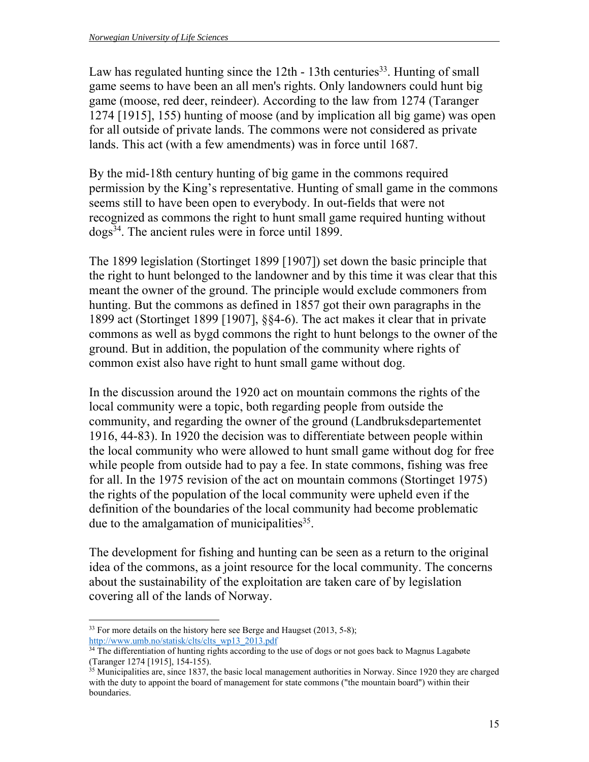Law has regulated hunting since the 12th - 13th centuries[33]. Hunting of small game seems to have been an all men's rights. Only landowners could hunt big game (moose, red deer, reindeer). According to the law from 1274 (Taranger 1274 [1915], 155) hunting of moose (and by implication all big game) was open for all outside of private lands. The commons were not considered as private lands. This act (with a few amendments) was in force until 1687.

By the mid-18th century hunting of big game in the commons required permission by the King's representative. Hunting of small game in the commons seems still to have been open to everybody. In out-fields that were not recognized as commons the right to hunt small game required hunting without dogs[34]. The ancient rules were in force until 1899.

The 1899 legislation (Stortinget 1899 [1907]) set down the basic principle that the right to hunt belonged to the landowner and by this time it was clear that this meant the owner of the ground. The principle would exclude commoners from hunting. But the commons as defined in 1857 got their own paragraphs in the 1899 act (Stortinget 1899 [1907], §§4-6). The act makes it clear that in private commons as well as bygd commons the right to hunt belongs to the owner of the ground. But in addition, the population of the community where rights of common exist also have right to hunt small game without dog.

In the discussion around the 1920 act on mountain commons the rights of the local community were a topic, both regarding people from outside the community, and regarding the owner of the ground (Landbruksdepartementet 1916, 44-83). In 1920 the decision was to differentiate between people within the local community who were allowed to hunt small game without dog for free while people from outside had to pay a fee. In state commons, fishing was free for all. In the 1975 revision of the act on mountain commons (Stortinget 1975) the rights of the population of the local community were upheld even if the definition of the boundaries of the local community had become problematic due to the amalgamation of municipalities[35].

The development for fishing and hunting can be seen as a return to the original idea of the commons, as a joint resource for the local community. The concerns about the sustainability of the exploitation are taken care of by legislation covering all of the lands of Norway.

---

[33] For more details on the history here see Berge and Haugset (2013, 5-8); http://www.umb.no/statisk/clts/clts_wp13_2013.pdf

[34] The differentiation of hunting rights according to the use of dogs or not goes back to Magnus Lagabøte (Taranger 1274 [1915], 154-155).

[35] Municipalities are, since 1837, the basic local management authorities in Norway. Since 1920 they are charged with the duty to appoint the board of management for state commons ("the mountain board") within their boundaries.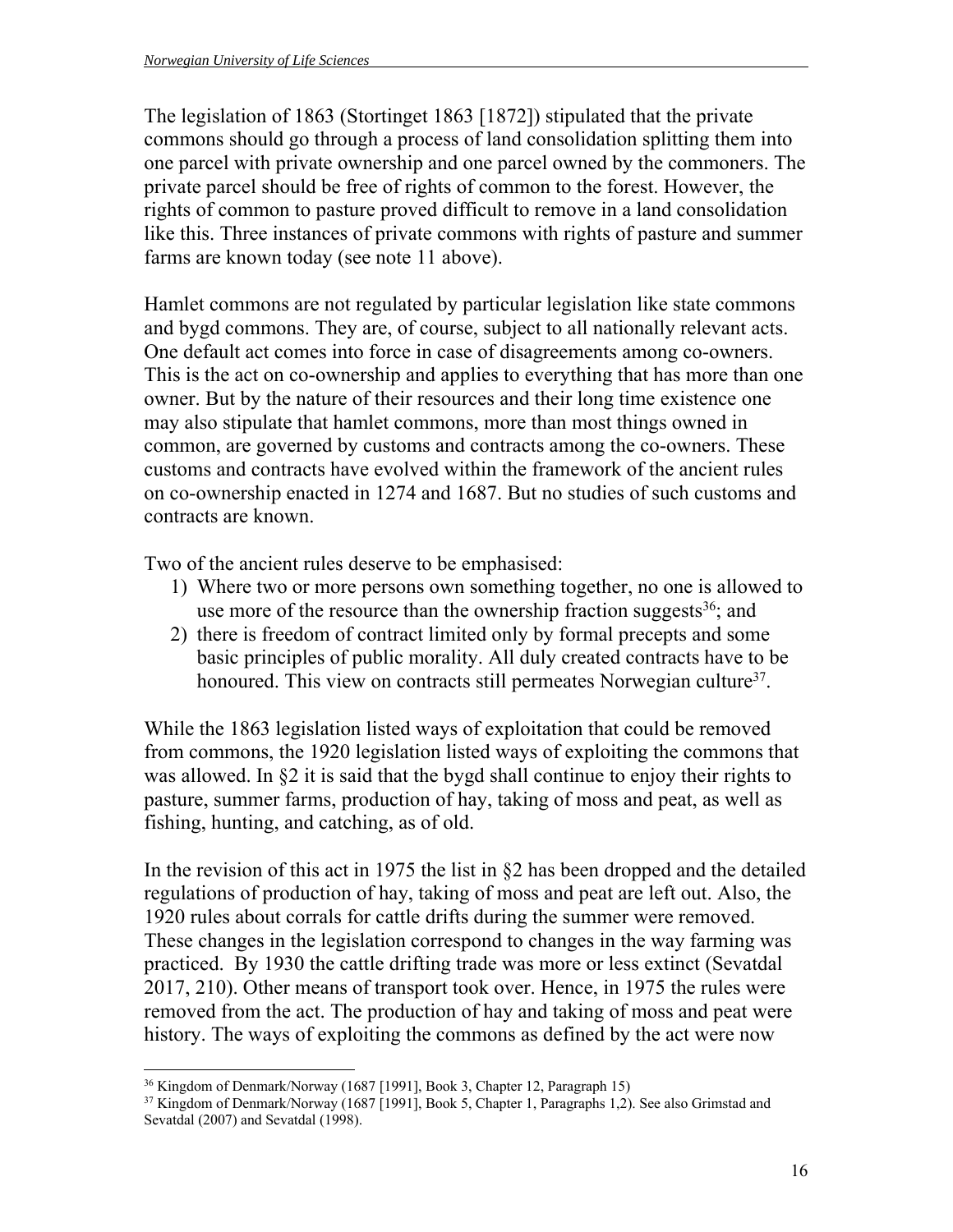The legislation of 1863 (Stortinget 1863 [1872]) stipulated that the private commons should go through a process of land consolidation splitting them into one parcel with private ownership and one parcel owned by the commoners. The private parcel should be free of rights of common to the forest. However, the rights of common to pasture proved difficult to remove in a land consolidation like this. Three instances of private commons with rights of pasture and summer farms are known today (see note 11 above).

Hamlet commons are not regulated by particular legislation like state commons and bygd commons. They are, of course, subject to all nationally relevant acts. One default act comes into force in case of disagreements among co-owners. This is the act on co-ownership and applies to everything that has more than one owner. But by the nature of their resources and their long time existence one may also stipulate that hamlet commons, more than most things owned in common, are governed by customs and contracts among the co-owners. These customs and contracts have evolved within the framework of the ancient rules on co-ownership enacted in 1274 and 1687. But no studies of such customs and contracts are known.

Two of the ancient rules deserve to be emphasised:

1) Where two or more persons own something together, no one is allowed to use more of the resource than the ownership fraction suggests[36]; and
2) there is freedom of contract limited only by formal precepts and some basic principles of public morality. All duly created contracts have to be honoured. This view on contracts still permeates Norwegian culture[37].

While the 1863 legislation listed ways of exploitation that could be removed from commons, the 1920 legislation listed ways of exploiting the commons that was allowed. In §2 it is said that the bygd shall continue to enjoy their rights to pasture, summer farms, production of hay, taking of moss and peat, as well as fishing, hunting, and catching, as of old.

In the revision of this act in 1975 the list in §2 has been dropped and the detailed regulations of production of hay, taking of moss and peat are left out. Also, the 1920 rules about corrals for cattle drifts during the summer were removed. These changes in the legislation correspond to changes in the way farming was practiced. By 1930 the cattle drifting trade was more or less extinct (Sevatdal 2017, 210). Other means of transport took over. Hence, in 1975 the rules were removed from the act. The production of hay and taking of moss and peat were history. The ways of exploiting the commons as defined by the act were now

[36] Kingdom of Denmark/Norway (1687 [1991], Book 3, Chapter 12, Paragraph 15)

[37] Kingdom of Denmark/Norway (1687 [1991], Book 5, Chapter 1, Paragraphs 1,2). See also Grimstad and Sevatdal (2007) and Sevatdal (1998).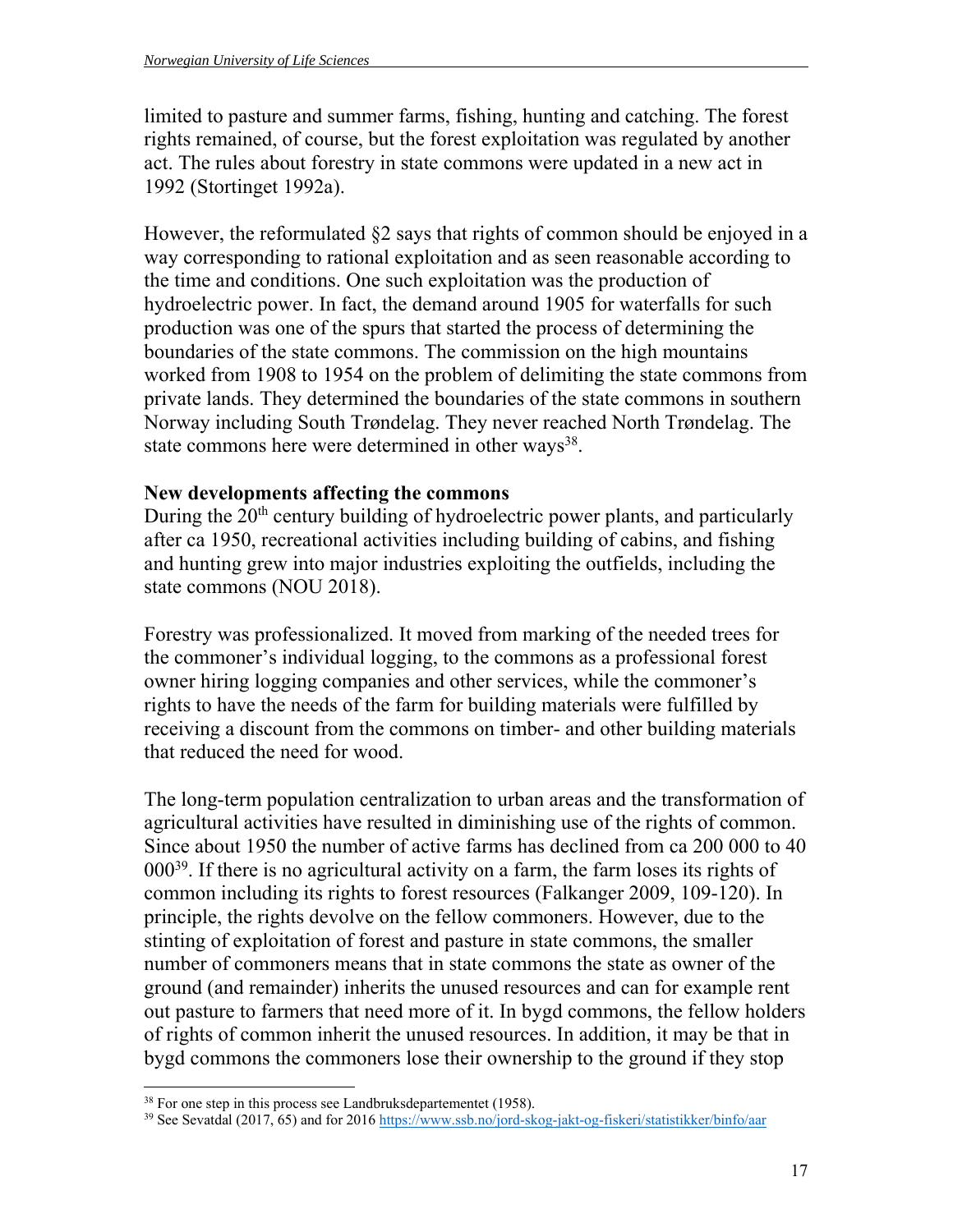limited to pasture and summer farms, fishing, hunting and catching. The forest rights remained, of course, but the forest exploitation was regulated by another act. The rules about forestry in state commons were updated in a new act in 1992 (Stortinget 1992a).

However, the reformulated §2 says that rights of common should be enjoyed in a way corresponding to rational exploitation and as seen reasonable according to the time and conditions. One such exploitation was the production of hydroelectric power. In fact, the demand around 1905 for waterfalls for such production was one of the spurs that started the process of determining the boundaries of the state commons. The commission on the high mountains worked from 1908 to 1954 on the problem of delimiting the state commons from private lands. They determined the boundaries of the state commons in southern Norway including South Trøndelag. They never reached North Trøndelag. The state commons here were determined in other ways[38].

**New developments affecting the commons**

During the 20th century building of hydroelectric power plants, and particularly after ca 1950, recreational activities including building of cabins, and fishing and hunting grew into major industries exploiting the outfields, including the state commons (NOU 2018).

Forestry was professionalized. It moved from marking of the needed trees for the commoner's individual logging, to the commons as a professional forest owner hiring logging companies and other services, while the commoner's rights to have the needs of the farm for building materials were fulfilled by receiving a discount from the commons on timber- and other building materials that reduced the need for wood.

The long-term population centralization to urban areas and the transformation of agricultural activities have resulted in diminishing use of the rights of common. Since about 1950 the number of active farms has declined from ca 200 000 to 40 000[39]. If there is no agricultural activity on a farm, the farm loses its rights of common including its rights to forest resources (Falkanger 2009, 109-120). In principle, the rights devolve on the fellow commoners. However, due to the stinting of exploitation of forest and pasture in state commons, the smaller number of commoners means that in state commons the state as owner of the ground (and remainder) inherits the unused resources and can for example rent out pasture to farmers that need more of it. In bygd commons, the fellow holders of rights of common inherit the unused resources. In addition, it may be that in bygd commons the commoners lose their ownership to the ground if they stop

---

[38] For one step in this process see Landbruksdepartementet (1958).

[39] See Sevatdal (2017, 65) and for 2016 https://www.ssb.no/jord-skog-jakt-og-fiskeri/statistikker/binfo/aar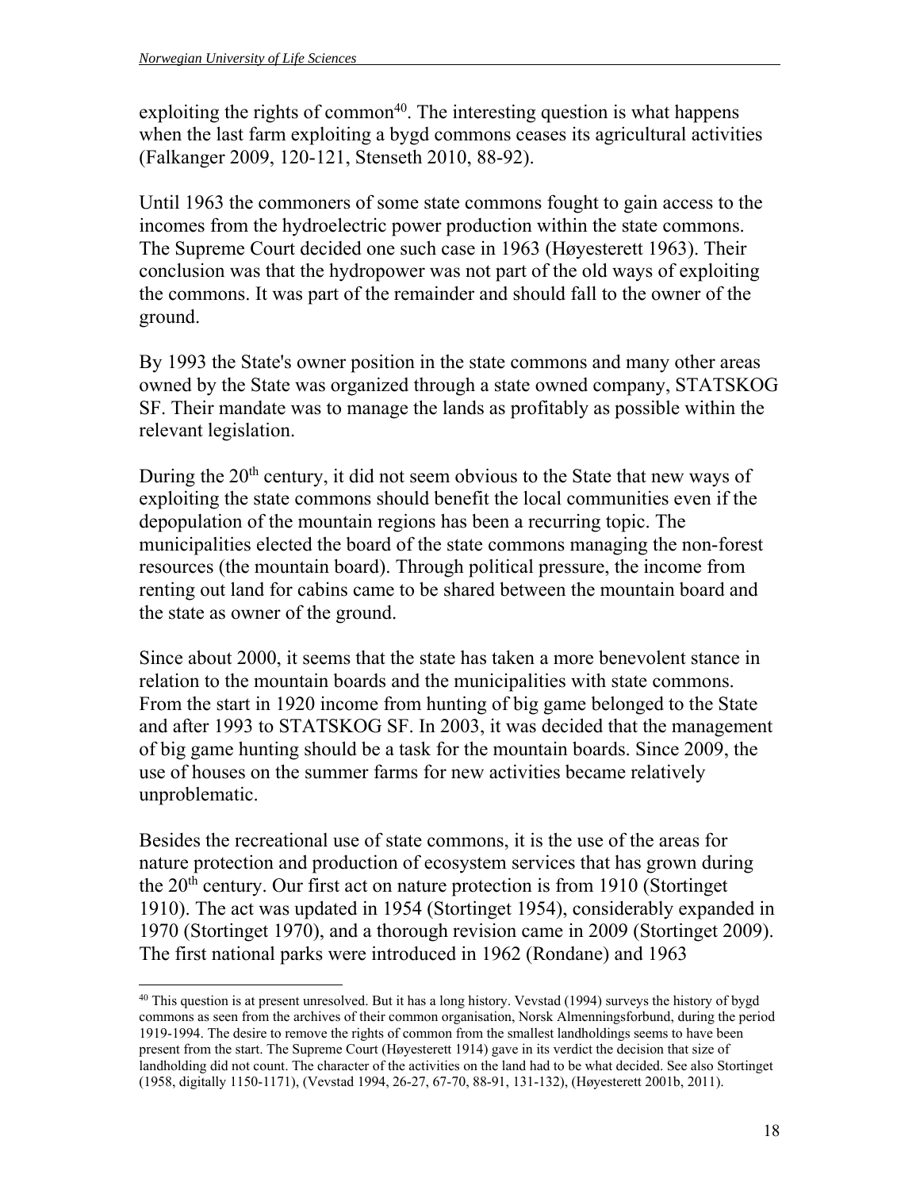exploiting the rights of common[40]. The interesting question is what happens when the last farm exploiting a bygd commons ceases its agricultural activities (Falkanger 2009, 120-121, Stenseth 2010, 88-92).

Until 1963 the commoners of some state commons fought to gain access to the incomes from the hydroelectric power production within the state commons. The Supreme Court decided one such case in 1963 (Høyesterett 1963). Their conclusion was that the hydropower was not part of the old ways of exploiting the commons. It was part of the remainder and should fall to the owner of the ground.

By 1993 the State's owner position in the state commons and many other areas owned by the State was organized through a state owned company, STATSKOG SF. Their mandate was to manage the lands as profitably as possible within the relevant legislation.

During the 20[th] century, it did not seem obvious to the State that new ways of exploiting the state commons should benefit the local communities even if the depopulation of the mountain regions has been a recurring topic. The municipalities elected the board of the state commons managing the non-forest resources (the mountain board). Through political pressure, the income from renting out land for cabins came to be shared between the mountain board and the state as owner of the ground.

Since about 2000, it seems that the state has taken a more benevolent stance in relation to the mountain boards and the municipalities with state commons. From the start in 1920 income from hunting of big game belonged to the State and after 1993 to STATSKOG SF. In 2003, it was decided that the management of big game hunting should be a task for the mountain boards. Since 2009, the use of houses on the summer farms for new activities became relatively unproblematic.

Besides the recreational use of state commons, it is the use of the areas for nature protection and production of ecosystem services that has grown during the 20[th] century. Our first act on nature protection is from 1910 (Stortinget 1910). The act was updated in 1954 (Stortinget 1954), considerably expanded in 1970 (Stortinget 1970), and a thorough revision came in 2009 (Stortinget 2009). The first national parks were introduced in 1962 (Rondane) and 1963

---

[40] This question is at present unresolved. But it has a long history. Vevstad (1994) surveys the history of bygd commons as seen from the archives of their common organisation, Norsk Almenningsforbund, during the period 1919-1994. The desire to remove the rights of common from the smallest landholdings seems to have been present from the start. The Supreme Court (Høyesterett 1914) gave in its verdict the decision that size of landholding did not count. The character of the activities on the land had to be what decided. See also Stortinget (1958, digitally 1150-1171), (Vevstad 1994, 26-27, 67-70, 88-91, 131-132), (Høyesterett 2001b, 2011).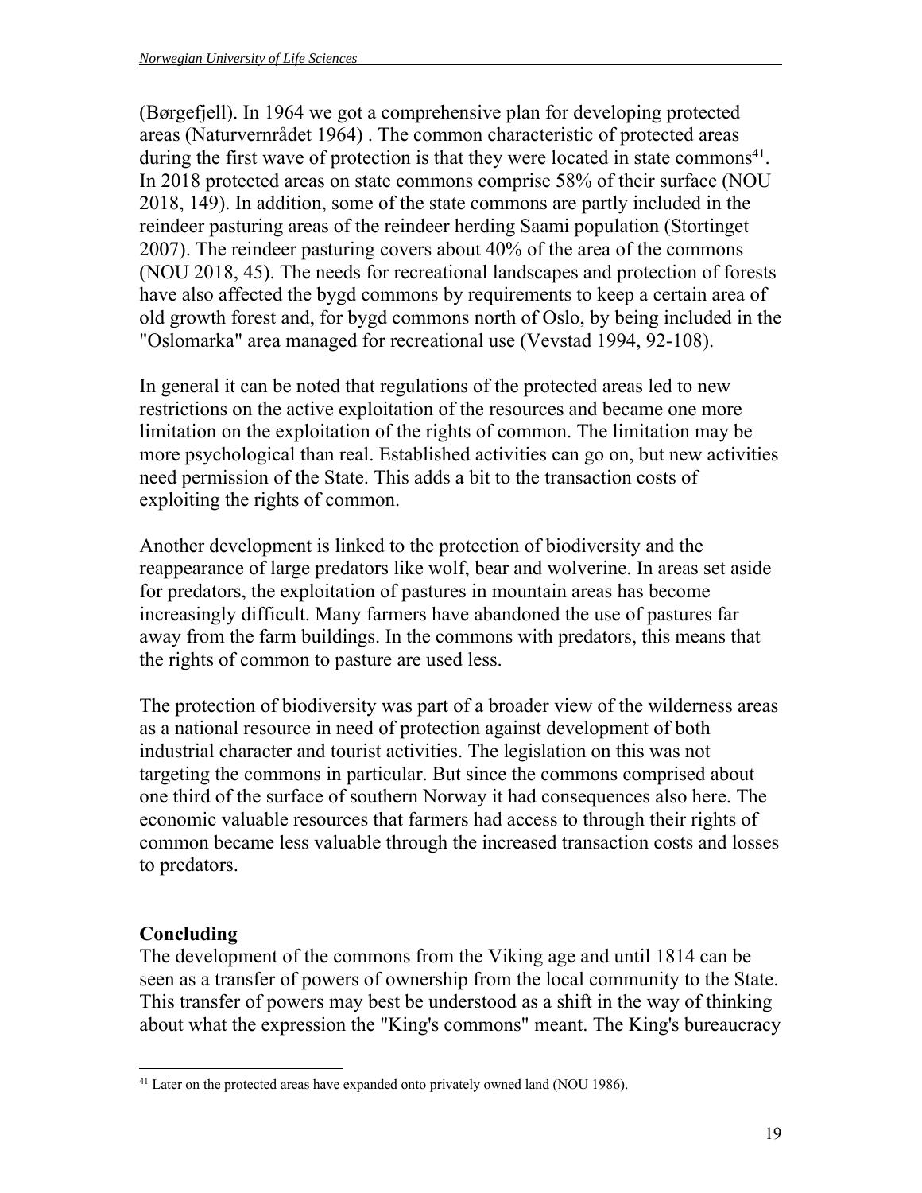(Børgefjell). In 1964 we got a comprehensive plan for developing protected areas (Naturvernrådet 1964) . The common characteristic of protected areas during the first wave of protection is that they were located in state commons[41]. In 2018 protected areas on state commons comprise 58% of their surface (NOU 2018, 149). In addition, some of the state commons are partly included in the reindeer pasturing areas of the reindeer herding Saami population (Stortinget 2007). The reindeer pasturing covers about 40% of the area of the commons (NOU 2018, 45). The needs for recreational landscapes and protection of forests have also affected the bygd commons by requirements to keep a certain area of old growth forest and, for bygd commons north of Oslo, by being included in the "Oslomarka" area managed for recreational use (Vevstad 1994, 92-108).

In general it can be noted that regulations of the protected areas led to new restrictions on the active exploitation of the resources and became one more limitation on the exploitation of the rights of common. The limitation may be more psychological than real. Established activities can go on, but new activities need permission of the State. This adds a bit to the transaction costs of exploiting the rights of common.

Another development is linked to the protection of biodiversity and the reappearance of large predators like wolf, bear and wolverine. In areas set aside for predators, the exploitation of pastures in mountain areas has become increasingly difficult. Many farmers have abandoned the use of pastures far away from the farm buildings. In the commons with predators, this means that the rights of common to pasture are used less.

The protection of biodiversity was part of a broader view of the wilderness areas as a national resource in need of protection against development of both industrial character and tourist activities. The legislation on this was not targeting the commons in particular. But since the commons comprised about one third of the surface of southern Norway it had consequences also here. The economic valuable resources that farmers had access to through their rights of common became less valuable through the increased transaction costs and losses to predators.

## Concluding

The development of the commons from the Viking age and until 1814 can be seen as a transfer of powers of ownership from the local community to the State. This transfer of powers may best be understood as a shift in the way of thinking about what the expression the "King's commons" meant. The King's bureaucracy

[41] Later on the protected areas have expanded onto privately owned land (NOU 1986).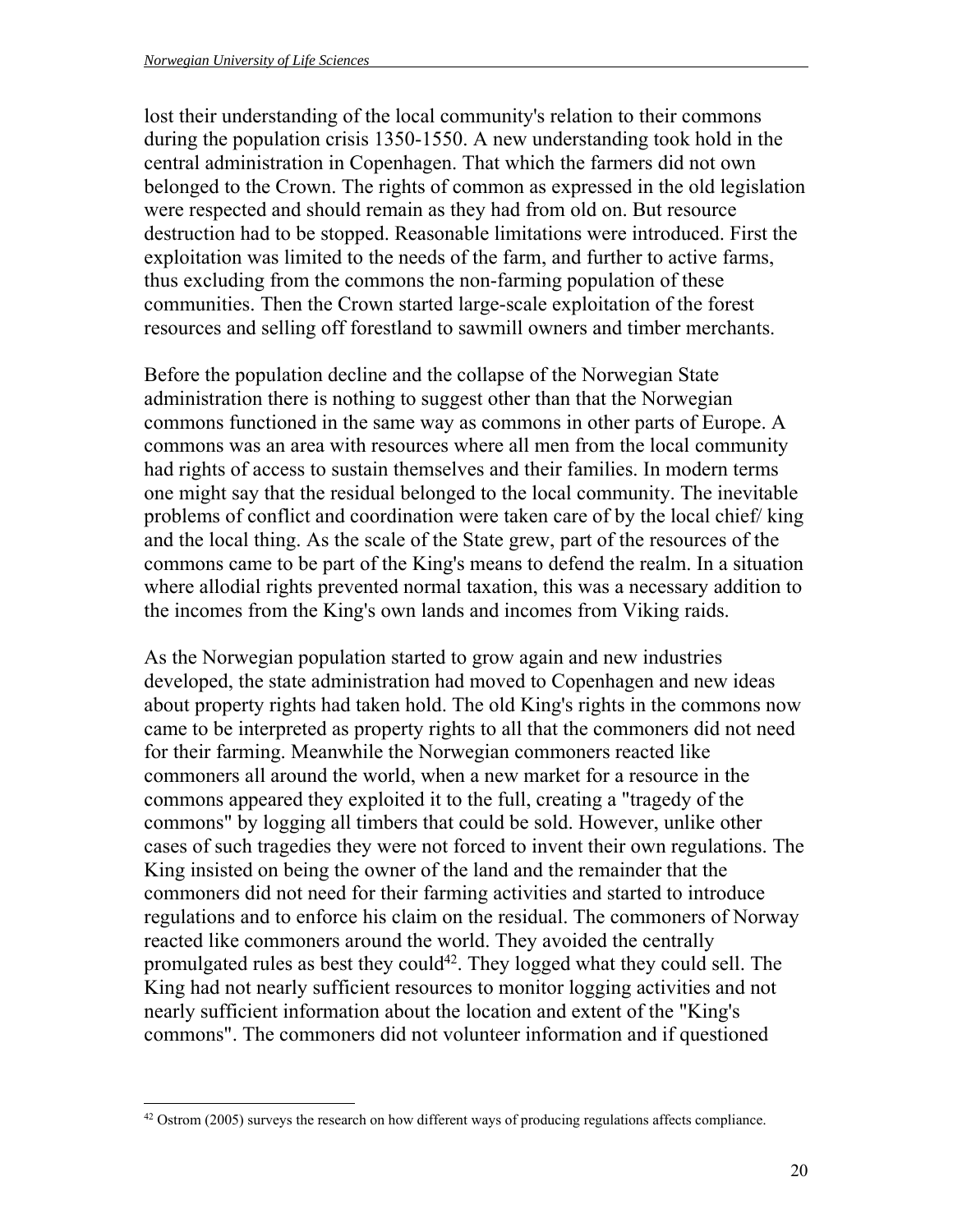lost their understanding of the local community's relation to their commons during the population crisis 1350-1550. A new understanding took hold in the central administration in Copenhagen. That which the farmers did not own belonged to the Crown. The rights of common as expressed in the old legislation were respected and should remain as they had from old on. But resource destruction had to be stopped. Reasonable limitations were introduced. First the exploitation was limited to the needs of the farm, and further to active farms, thus excluding from the commons the non-farming population of these communities. Then the Crown started large-scale exploitation of the forest resources and selling off forestland to sawmill owners and timber merchants.

Before the population decline and the collapse of the Norwegian State administration there is nothing to suggest other than that the Norwegian commons functioned in the same way as commons in other parts of Europe. A commons was an area with resources where all men from the local community had rights of access to sustain themselves and their families. In modern terms one might say that the residual belonged to the local community. The inevitable problems of conflict and coordination were taken care of by the local chief/ king and the local thing. As the scale of the State grew, part of the resources of the commons came to be part of the King's means to defend the realm. In a situation where allodial rights prevented normal taxation, this was a necessary addition to the incomes from the King's own lands and incomes from Viking raids.

As the Norwegian population started to grow again and new industries developed, the state administration had moved to Copenhagen and new ideas about property rights had taken hold. The old King's rights in the commons now came to be interpreted as property rights to all that the commoners did not need for their farming. Meanwhile the Norwegian commoners reacted like commoners all around the world, when a new market for a resource in the commons appeared they exploited it to the full, creating a "tragedy of the commons" by logging all timbers that could be sold. However, unlike other cases of such tragedies they were not forced to invent their own regulations. The King insisted on being the owner of the land and the remainder that the commoners did not need for their farming activities and started to introduce regulations and to enforce his claim on the residual. The commoners of Norway reacted like commoners around the world. They avoided the centrally promulgated rules as best they could[42]. They logged what they could sell. The King had not nearly sufficient resources to monitor logging activities and not nearly sufficient information about the location and extent of the "King's commons". The commoners did not volunteer information and if questioned

[42] Ostrom (2005) surveys the research on how different ways of producing regulations affects compliance.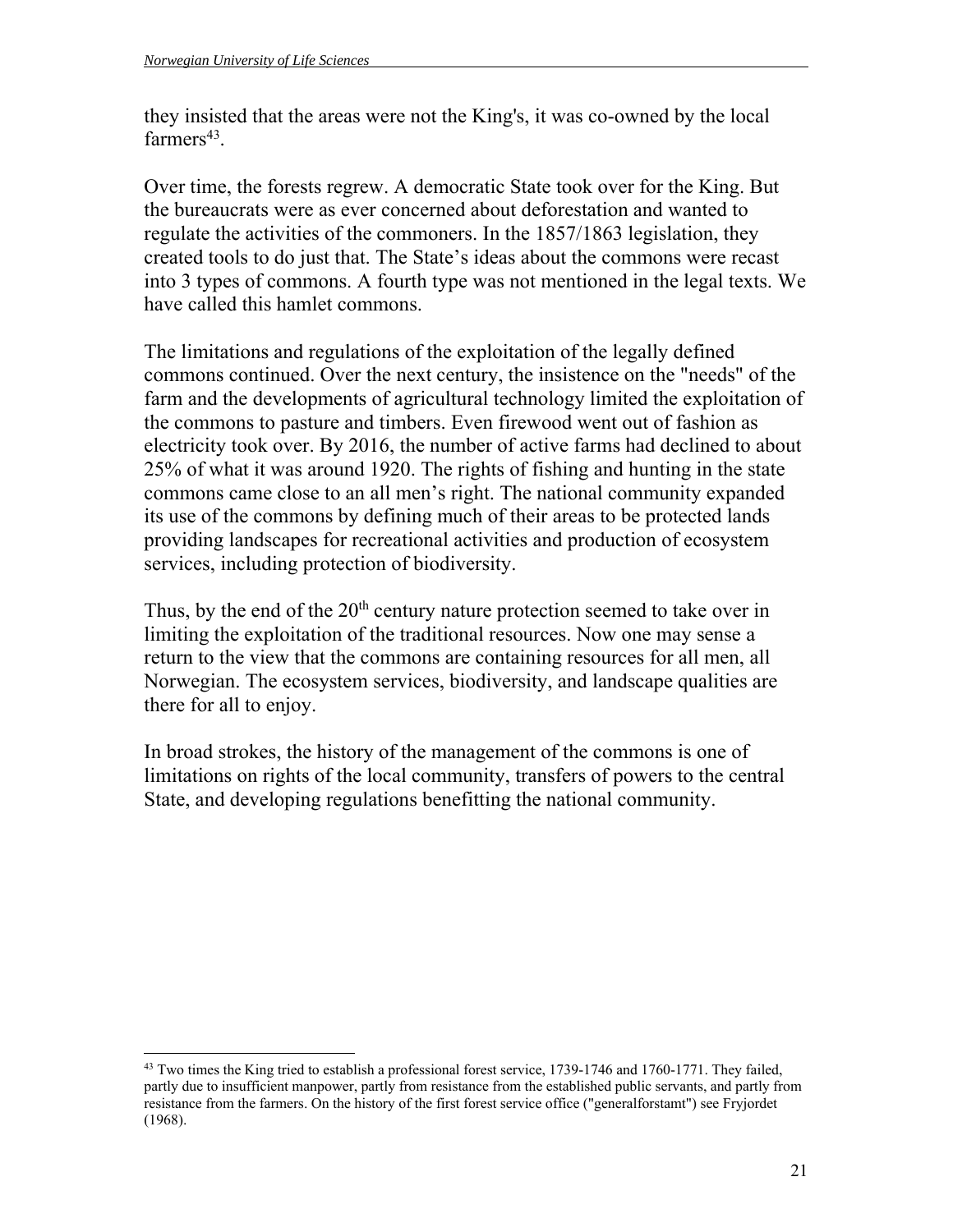they insisted that the areas were not the King's, it was co-owned by the local farmers[43].

Over time, the forests regrew. A democratic State took over for the King. But the bureaucrats were as ever concerned about deforestation and wanted to regulate the activities of the commoners. In the 1857/1863 legislation, they created tools to do just that. The State's ideas about the commons were recast into 3 types of commons. A fourth type was not mentioned in the legal texts. We have called this hamlet commons.

The limitations and regulations of the exploitation of the legally defined commons continued. Over the next century, the insistence on the "needs" of the farm and the developments of agricultural technology limited the exploitation of the commons to pasture and timbers. Even firewood went out of fashion as electricity took over. By 2016, the number of active farms had declined to about 25% of what it was around 1920. The rights of fishing and hunting in the state commons came close to an all men's right. The national community expanded its use of the commons by defining much of their areas to be protected lands providing landscapes for recreational activities and production of ecosystem services, including protection of biodiversity.

Thus, by the end of the 20th century nature protection seemed to take over in limiting the exploitation of the traditional resources. Now one may sense a return to the view that the commons are containing resources for all men, all Norwegian. The ecosystem services, biodiversity, and landscape qualities are there for all to enjoy.

In broad strokes, the history of the management of the commons is one of limitations on rights of the local community, transfers of powers to the central State, and developing regulations benefitting the national community.

---

[43] Two times the King tried to establish a professional forest service, 1739-1746 and 1760-1771. They failed, partly due to insufficient manpower, partly from resistance from the established public servants, and partly from resistance from the farmers. On the history of the first forest service office ("generalforstamt") see Fryjordet (1968).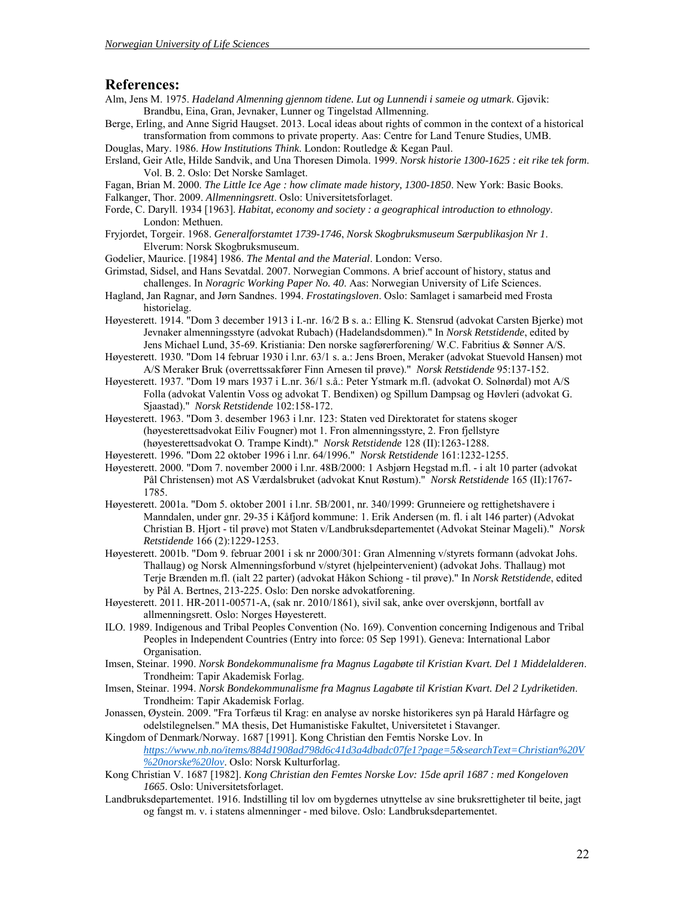## References:

Alm, Jens M. 1975. *Hadeland Almenning gjennom tidene. Lut og Lunnendi i sameie og utmark*. Gjøvik: Brandbu, Eina, Gran, Jevnaker, Lunner og Tingelstad Allmenning.

Berge, Erling, and Anne Sigrid Haugset. 2013. Local ideas about rights of common in the context of a historical transformation from commons to private property. Aas: Centre for Land Tenure Studies, UMB.

Douglas, Mary. 1986. *How Institutions Think*. London: Routledge & Kegan Paul.

Ersland, Geir Atle, Hilde Sandvik, and Una Thoresen Dimola. 1999. *Norsk historie 1300-1625 : eit rike tek form*. Vol. B. 2. Oslo: Det Norske Samlaget.

Fagan, Brian M. 2000. *The Little Ice Age : how climate made history, 1300-1850*. New York: Basic Books.

Falkanger, Thor. 2009. *Allmenningsrett*. Oslo: Universitetsforlaget.

Forde, C. Daryll. 1934 [1963]. *Habitat, economy and society : a geographical introduction to ethnology*. London: Methuen.

Fryjordet, Torgeir. 1968. *Generalforstamtet 1739-1746*, *Norsk Skogbruksmuseum Særpublikasjon Nr 1*. Elverum: Norsk Skogbruksmuseum.

Godelier, Maurice. [1984] 1986. *The Mental and the Material*. London: Verso.

Grimstad, Sidsel, and Hans Sevatdal. 2007. Norwegian Commons. A brief account of history, status and challenges. In *Noragric Working Paper No. 40*. Aas: Norwegian University of Life Sciences.

Hagland, Jan Ragnar, and Jørn Sandnes. 1994. *Frostatingsloven*. Oslo: Samlaget i samarbeid med Frosta historielag.

Høyesterett. 1914. "Dom 3 december 1913 i I.-nr. 16/2 B s. a.: Elling K. Stensrud (advokat Carsten Bjerke) mot Jevnaker almenningsstyre (advokat Rubach) (Hadelandsdommen)." In *Norsk Retstidende*, edited by Jens Michael Lund, 35-69. Kristiania: Den norske sagførerforening/ W.C. Fabritius & Sønner A/S.

Høyesterett. 1930. "Dom 14 februar 1930 i l.nr. 63/1 s. a.: Jens Broen, Meraker (advokat Stuevold Hansen) mot A/S Meraker Bruk (overrettssakfører Finn Arnesen til prøve)." *Norsk Retstidende* 95:137-152.

Høyesterett. 1937. "Dom 19 mars 1937 i L.nr. 36/1 s.å.: Peter Ystmark m.fl. (advokat O. Solnørdal) mot A/S Folla (advokat Valentin Voss og advokat T. Bendixen) og Spillum Dampsag og Høvleri (advokat G. Sjaastad)." *Norsk Retstidende* 102:158-172.

Høyesterett. 1963. "Dom 3. desember 1963 i l.nr. 123: Staten ved Direktoratet for statens skoger (høyesterettsadvokat Eiliv Fougner) mot 1. Fron almenningsstyre, 2. Fron fjellstyre (høyesterettsadvokat O. Trampe Kindt)." *Norsk Retstidende* 128 (II):1263-1288.

Høyesterett. 1996. "Dom 22 oktober 1996 i l.nr. 64/1996." *Norsk Retstidende* 161:1232-1255.

Høyesterett. 2000. "Dom 7. november 2000 i l.nr. 48B/2000: 1 Asbjørn Hegstad m.fl. - i alt 10 parter (advokat Pål Christensen) mot AS Værdalsbruket (advokat Knut Røstum)." *Norsk Retstidende* 165 (II):1767-1785.

Høyesterett. 2001a. "Dom 5. oktober 2001 i l.nr. 5B/2001, nr. 340/1999: Grunneiere og rettighetshavere i Manndalen, under gnr. 29-35 i Kåfjord kommune: 1. Erik Andersen (m. fl. i alt 146 parter) (Advokat Christian B. Hjort - til prøve) mot Staten v/Landbruksdepartementet (Advokat Steinar Mageli)." *Norsk Retstidende* 166 (2):1229-1253.

Høyesterett. 2001b. "Dom 9. februar 2001 i sk nr 2000/301: Gran Almenning v/styrets formann (advokat Johs. Thallaug) og Norsk Almenningsforbund v/styret (hjelpeintervenient) (advokat Johs. Thallaug) mot Terje Brænden m.fl. (ialt 22 parter) (advokat Håkon Schiong - til prøve)." In *Norsk Retstidende*, edited by Pål A. Bertnes, 213-225. Oslo: Den norske advokatforening.

Høyesterett. 2011. HR-2011-00571-A, (sak nr. 2010/1861), sivil sak, anke over overskjønn, bortfall av allmenningsrett. Oslo: Norges Høyesterett.

ILO. 1989. Indigenous and Tribal Peoples Convention (No. 169). Convention concerning Indigenous and Tribal Peoples in Independent Countries (Entry into force: 05 Sep 1991). Geneva: International Labor Organisation.

Imsen, Steinar. 1990. *Norsk Bondekommunalisme fra Magnus Lagabøte til Kristian Kvart. Del 1 Middelalderen*. Trondheim: Tapir Akademisk Forlag.

Imsen, Steinar. 1994. *Norsk Bondekommunalisme fra Magnus Lagabøte til Kristian Kvart. Del 2 Lydriketiden*. Trondheim: Tapir Akademisk Forlag.

Jonassen, Øystein. 2009. "Fra Torfæus til Krag: en analyse av norske historikeres syn på Harald Hårfagre og odelstilegnelsen." MA thesis, Det Humanistiske Fakultet, Universitetet i Stavanger.

Kingdom of Denmark/Norway. 1687 [1991]. Kong Christian den Femtis Norske Lov. In *https://www.nb.no/items/884d1908ad798d6c41d3a4dbadc07fe1?page=5&searchText=Christian%20V%20norske%20lov*. Oslo: Norsk Kulturforlag.

Kong Christian V. 1687 [1982]. *Kong Christian den Femtes Norske Lov: 15de april 1687 : med Kongeloven 1665*. Oslo: Universitetsforlaget.

Landbruksdepartementet. 1916. Indstilling til lov om bygdernes utnyttelse av sine bruksrettigheter til beite, jagt og fangst m. v. i statens almenninger - med bilove. Oslo: Landbruksdepartementet.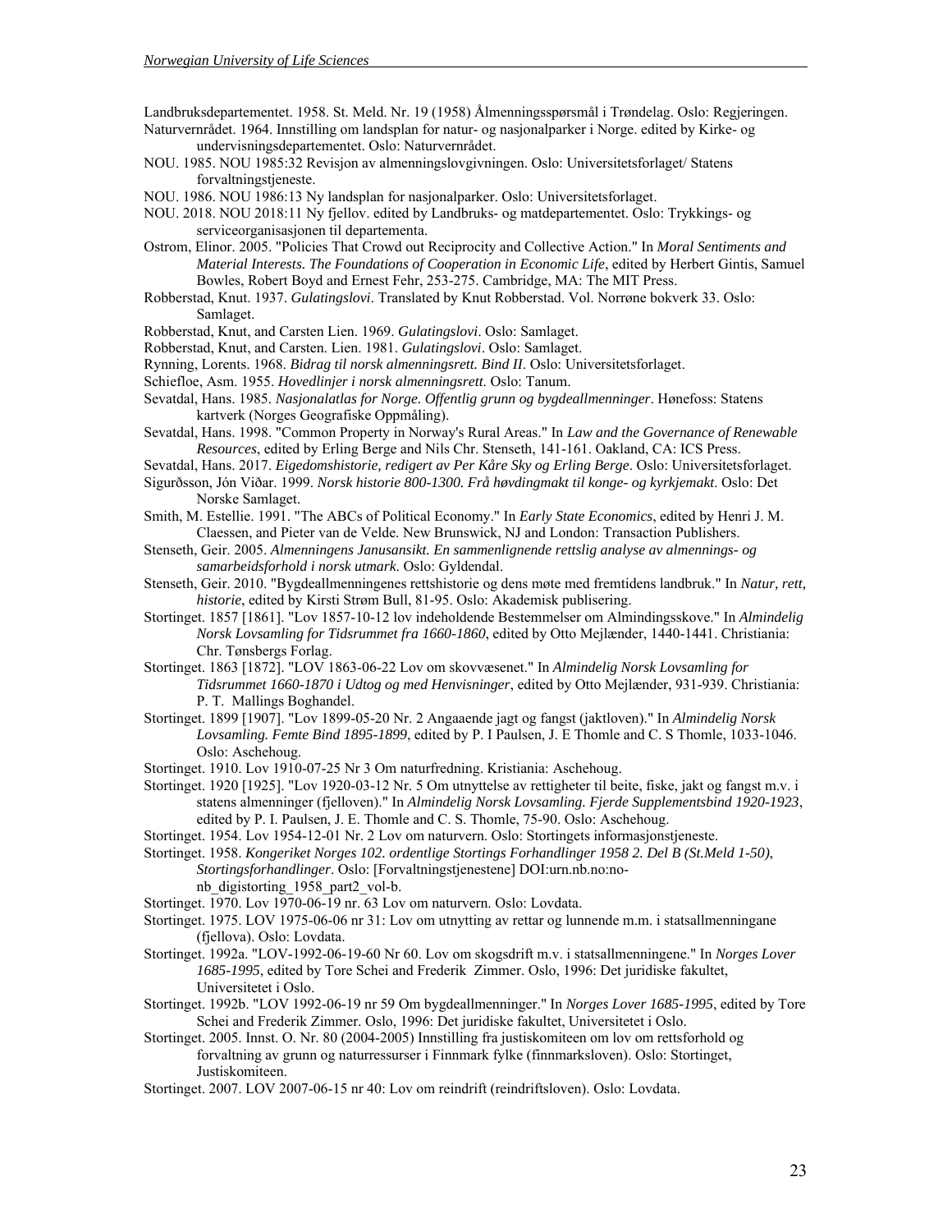Landbruksdepartementet. 1958. St. Meld. Nr. 19 (1958) Ålmenningsspørsmål i Trøndelag. Oslo: Regjeringen.

Naturvernrådet. 1964. Innstilling om landsplan for natur- og nasjonalparker i Norge. edited by Kirke- og undervisningsdepartementet. Oslo: Naturvernrådet.

NOU. 1985. NOU 1985:32 Revisjon av almenningslovgivningen. Oslo: Universitetsforlaget/ Statens forvaltningstjeneste.

NOU. 1986. NOU 1986:13 Ny landsplan for nasjonalparker. Oslo: Universitetsforlaget.

NOU. 2018. NOU 2018:11 Ny fjellov. edited by Landbruks- og matdepartementet. Oslo: Trykkings- og serviceorganisasjonen til departementa.

Ostrom, Elinor. 2005. "Policies That Crowd out Reciprocity and Collective Action." In *Moral Sentiments and Material Interests. The Foundations of Cooperation in Economic Life*, edited by Herbert Gintis, Samuel Bowles, Robert Boyd and Ernest Fehr, 253-275. Cambridge, MA: The MIT Press.

Robberstad, Knut. 1937. *Gulatingslovi*. Translated by Knut Robberstad. Vol. Norrøne bokverk 33. Oslo: Samlaget.

Robberstad, Knut, and Carsten Lien. 1969. *Gulatingslovi*. Oslo: Samlaget.

Robberstad, Knut, and Carsten. Lien. 1981. *Gulatingslovi*. Oslo: Samlaget.

Rynning, Lorents. 1968. *Bidrag til norsk almenningsrett. Bind II*. Oslo: Universitetsforlaget.

Schiefloe, Asm. 1955. *Hovedlinjer i norsk almenningsrett*. Oslo: Tanum.

Sevatdal, Hans. 1985. *Nasjonalatlas for Norge. Offentlig grunn og bygdeallmenninger*. Hønefoss: Statens kartverk (Norges Geografiske Oppmåling).

Sevatdal, Hans. 1998. "Common Property in Norway's Rural Areas." In *Law and the Governance of Renewable Resources*, edited by Erling Berge and Nils Chr. Stenseth, 141-161. Oakland, CA: ICS Press.

Sevatdal, Hans. 2017. *Eigedomshistorie, redigert av Per Kåre Sky og Erling Berge*. Oslo: Universitetsforlaget.

Sigurðsson, Jón Viðar. 1999. *Norsk historie 800-1300. Frå høvdingmakt til konge- og kyrkjemakt*. Oslo: Det Norske Samlaget.

Smith, M. Estellie. 1991. "The ABCs of Political Economy." In *Early State Economics*, edited by Henri J. M. Claessen, and Pieter van de Velde. New Brunswick, NJ and London: Transaction Publishers.

Stenseth, Geir. 2005. *Almenningens Janusansikt. En sammenlignende rettslig analyse av almennings- og samarbeidsforhold i norsk utmark*. Oslo: Gyldendal.

Stenseth, Geir. 2010. "Bygdeallmenningenes rettshistorie og dens møte med fremtidens landbruk." In *Natur, rett, historie*, edited by Kirsti Strøm Bull, 81-95. Oslo: Akademisk publisering.

Stortinget. 1857 [1861]. "Lov 1857-10-12 lov indeholdende Bestemmelser om Almindingsskove." In *Almindelig Norsk Lovsamling for Tidsrummet fra 1660-1860*, edited by Otto Mejlænder, 1440-1441. Christiania: Chr. Tønsbergs Forlag.

Stortinget. 1863 [1872]. "LOV 1863-06-22 Lov om skovvæsenet." In *Almindelig Norsk Lovsamling for Tidsrummet 1660-1870 i Udtog og med Henvisninger*, edited by Otto Mejlænder, 931-939. Christiania: P. T. Mallings Boghandel.

Stortinget. 1899 [1907]. "Lov 1899-05-20 Nr. 2 Angaaende jagt og fangst (jaktloven)." In *Almindelig Norsk Lovsamling. Femte Bind 1895-1899*, edited by P. I Paulsen, J. E Thomle and C. S Thomle, 1033-1046. Oslo: Aschehoug.

Stortinget. 1910. Lov 1910-07-25 Nr 3 Om naturfredning. Kristiania: Aschehoug.

Stortinget. 1920 [1925]. "Lov 1920-03-12 Nr. 5 Om utnyttelse av rettigheter til beite, fiske, jakt og fangst m.v. i statens almenninger (fjelloven)." In *Almindelig Norsk Lovsamling. Fjerde Supplementsbind 1920-1923*, edited by P. I. Paulsen, J. E. Thomle and C. S. Thomle, 75-90. Oslo: Aschehoug.

Stortinget. 1954. Lov 1954-12-01 Nr. 2 Lov om naturvern. Oslo: Stortingets informasjonstjeneste.

Stortinget. 1958. *Kongeriket Norges 102. ordentlige Stortings Forhandlinger 1958 2. Del B (St.Meld 1-50), Stortingsforhandlinger*. Oslo: [Forvaltningstjenestene] DOI:urn.nb.no:no-nb_digistorting_1958_part2_vol-b.

Stortinget. 1970. Lov 1970-06-19 nr. 63 Lov om naturvern. Oslo: Lovdata.

Stortinget. 1975. LOV 1975-06-06 nr 31: Lov om utnytting av rettar og lunnende m.m. i statsallmenningane (fjellova). Oslo: Lovdata.

Stortinget. 1992a. "LOV-1992-06-19-60 Nr 60. Lov om skogsdrift m.v. i statsallmenningene." In *Norges Lover 1685-1995*, edited by Tore Schei and Frederik Zimmer. Oslo, 1996: Det juridiske fakultet, Universitetet i Oslo.

Stortinget. 1992b. "LOV 1992-06-19 nr 59 Om bygdeallmenninger." In *Norges Lover 1685-1995*, edited by Tore Schei and Frederik Zimmer. Oslo, 1996: Det juridiske fakultet, Universitetet i Oslo.

Stortinget. 2005. Innst. O. Nr. 80 (2004-2005) Innstilling fra justiskomiteen om lov om rettsforhold og forvaltning av grunn og naturressurser i Finnmark fylke (finnmarksloven). Oslo: Stortinget, Justiskomiteen.

Stortinget. 2007. LOV 2007-06-15 nr 40: Lov om reindrift (reindriftsloven). Oslo: Lovdata.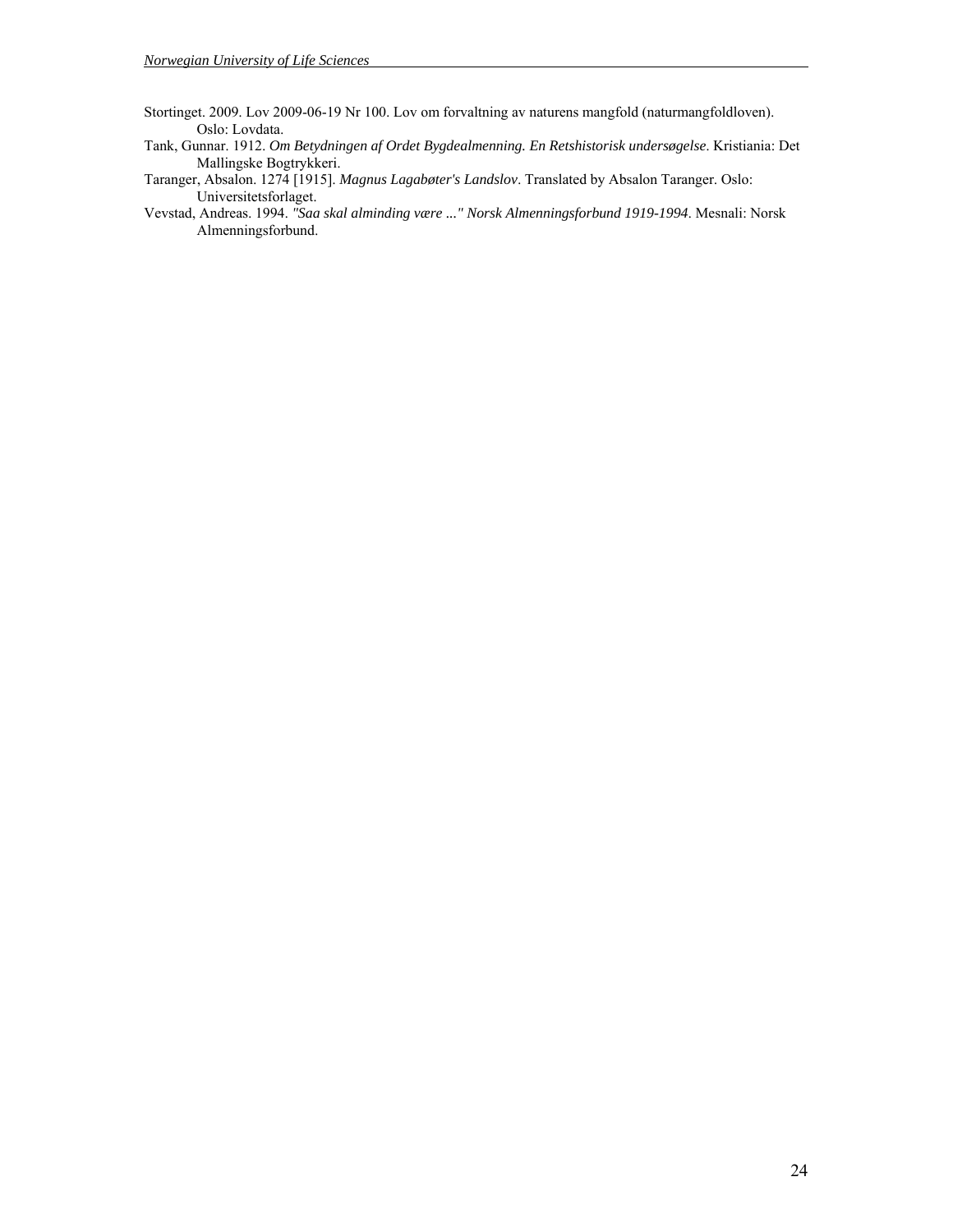Stortinget. 2009. Lov 2009-06-19 Nr 100. Lov om forvaltning av naturens mangfold (naturmangfoldloven). Oslo: Lovdata.

Tank, Gunnar. 1912. *Om Betydningen af Ordet Bygdealmenning. En Retshistorisk undersøgelse*. Kristiania: Det Mallingske Bogtrykkeri.

Taranger, Absalon. 1274 [1915]. *Magnus Lagabøter's Landslov*. Translated by Absalon Taranger. Oslo: Universitetsforlaget.

Vevstad, Andreas. 1994. *"Saa skal alminding være ..." Norsk Almenningsforbund 1919-1994*. Mesnali: Norsk Almenningsforbund.